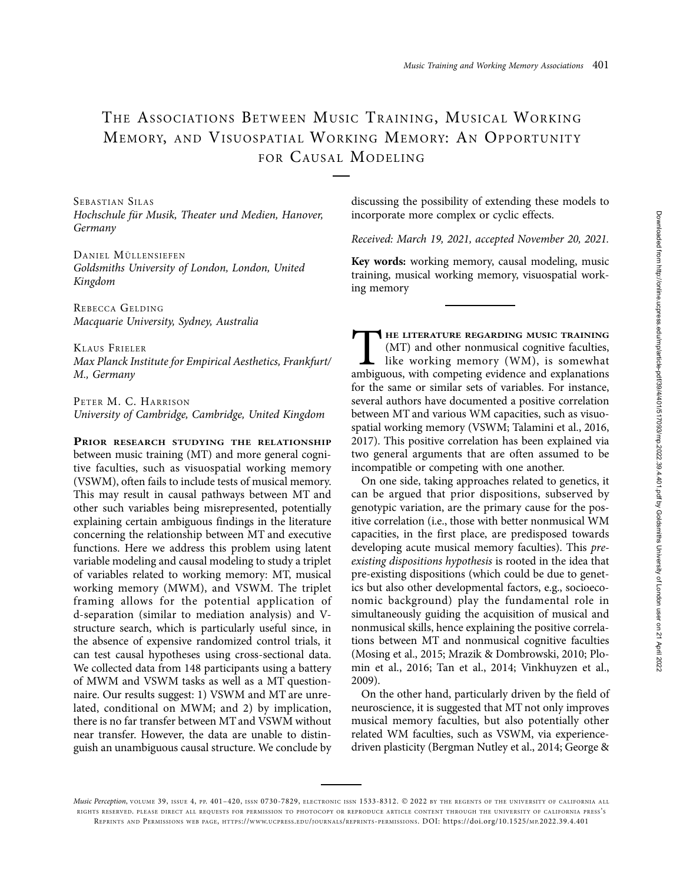# The Associations Between Music Training, Musical Working Memory, and Visuospatial Working Memory: An Opportunity for Causal Modeling

Sebastian Silas
*Hochschule für Musik, Theater und Medien, Hanover, Germany*

Daniel Müllensiefen
*Goldsmiths University of London, London, United Kingdom*

Rebecca Gelding
*Macquarie University, Sydney, Australia*

Klaus Frieler
*Max Planck Institute for Empirical Aesthetics, Frankfurt/M., Germany*

Peter M. C. Harrison
*University of Cambridge, Cambridge, United Kingdom*

**Prior research studying the relationship** between music training (MT) and more general cognitive faculties, such as visuospatial working memory (VSWM), often fails to include tests of musical memory. This may result in causal pathways between MT and other such variables being misrepresented, potentially explaining certain ambiguous findings in the literature concerning the relationship between MT and executive functions. Here we address this problem using latent variable modeling and causal modeling to study a triplet of variables related to working memory: MT, musical working memory (MWM), and VSWM. The triplet framing allows for the potential application of d-separation (similar to mediation analysis) and V-structure search, which is particularly useful since, in the absence of expensive randomized control trials, it can test causal hypotheses using cross-sectional data. We collected data from 148 participants using a battery of MWM and VSWM tasks as well as a MT questionnaire. Our results suggest: 1) VSWM and MT are unrelated, conditional on MWM; and 2) by implication, there is no far transfer between MT and VSWM without near transfer. However, the data are unable to distinguish an unambiguous causal structure. We conclude by discussing the possibility of extending these models to incorporate more complex or cyclic effects.

*Received: March 19, 2021, accepted November 20, 2021.*

**Key words:** working memory, causal modeling, music training, musical working memory, visuospatial working memory

The literature regarding music training (MT) and other nonmusical cognitive faculties, like working memory (WM), is somewhat ambiguous, with competing evidence and explanations for the same or similar sets of variables. For instance, several authors have documented a positive correlation between MT and various WM capacities, such as visuospatial working memory (VSWM; Talamini et al., 2016, 2017). This positive correlation has been explained via two general arguments that are often assumed to be incompatible or competing with one another.

On one side, taking approaches related to genetics, it can be argued that prior dispositions, subserved by genotypic variation, are the primary cause for the positive correlation (i.e., those with better nonmusical WM capacities, in the first place, are predisposed towards developing acute musical memory faculties). This *pre-existing dispositions hypothesis* is rooted in the idea that pre-existing dispositions (which could be due to genetics but also other developmental factors, e.g., socioeconomic background) play the fundamental role in simultaneously guiding the acquisition of musical and nonmusical skills, hence explaining the positive correlations between MT and nonmusical cognitive faculties (Mosing et al., 2015; Mrazik & Dombrowski, 2010; Plomin et al., 2016; Tan et al., 2014; Vinkhuyzen et al., 2009).

On the other hand, particularly driven by the field of neuroscience, it is suggested that MT not only improves musical memory faculties, but also potentially other related WM faculties, such as VSWM, via experience-driven plasticity (Bergman Nutley et al., 2014; George &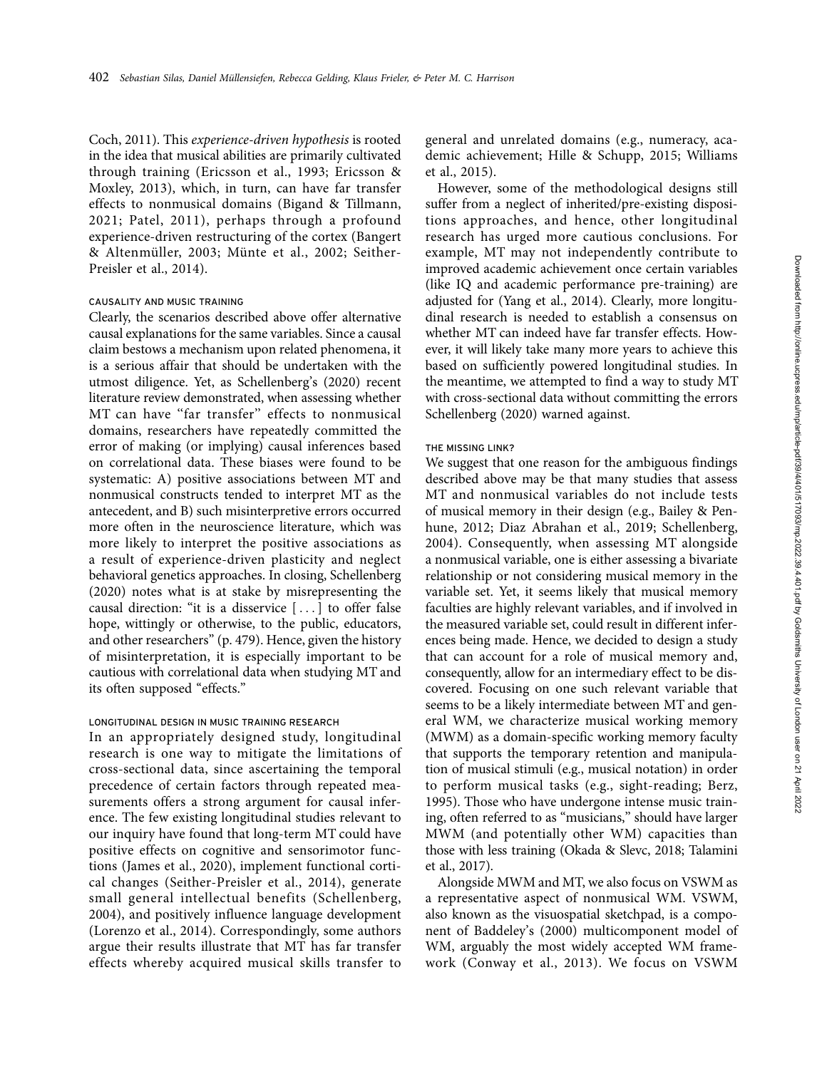Coch, 2011). This *experience-driven hypothesis* is rooted in the idea that musical abilities are primarily cultivated through training (Ericsson et al., 1993; Ericsson & Moxley, 2013), which, in turn, can have far transfer effects to nonmusical domains (Bigand & Tillmann, 2021; Patel, 2011), perhaps through a profound experience-driven restructuring of the cortex (Bangert & Altenmüller, 2003; Münte et al., 2002; Seither-Preisler et al., 2014).

### CAUSALITY AND MUSIC TRAINING

Clearly, the scenarios described above offer alternative causal explanations for the same variables. Since a causal claim bestows a mechanism upon related phenomena, it is a serious affair that should be undertaken with the utmost diligence. Yet, as Schellenberg's (2020) recent literature review demonstrated, when assessing whether MT can have "far transfer" effects to nonmusical domains, researchers have repeatedly committed the error of making (or implying) causal inferences based on correlational data. These biases were found to be systematic: A) positive associations between MT and nonmusical constructs tended to interpret MT as the antecedent, and B) such misinterpretive errors occurred more often in the neuroscience literature, which was more likely to interpret the positive associations as a result of experience-driven plasticity and neglect behavioral genetics approaches. In closing, Schellenberg (2020) notes what is at stake by misrepresenting the causal direction: "it is a disservice [ . . . ] to offer false hope, wittingly or otherwise, to the public, educators, and other researchers" (p. 479). Hence, given the history of misinterpretation, it is especially important to be cautious with correlational data when studying MT and its often supposed "effects."

### LONGITUDINAL DESIGN IN MUSIC TRAINING RESEARCH

In an appropriately designed study, longitudinal research is one way to mitigate the limitations of cross-sectional data, since ascertaining the temporal precedence of certain factors through repeated measurements offers a strong argument for causal inference. The few existing longitudinal studies relevant to our inquiry have found that long-term MT could have positive effects on cognitive and sensorimotor functions (James et al., 2020), implement functional cortical changes (Seither-Preisler et al., 2014), generate small general intellectual benefits (Schellenberg, 2004), and positively influence language development (Lorenzo et al., 2014). Correspondingly, some authors argue their results illustrate that MT has far transfer effects whereby acquired musical skills transfer to general and unrelated domains (e.g., numeracy, academic achievement; Hille & Schupp, 2015; Williams et al., 2015).

However, some of the methodological designs still suffer from a neglect of inherited/pre-existing dispositions approaches, and hence, other longitudinal research has urged more cautious conclusions. For example, MT may not independently contribute to improved academic achievement once certain variables (like IQ and academic performance pre-training) are adjusted for (Yang et al., 2014). Clearly, more longitudinal research is needed to establish a consensus on whether MT can indeed have far transfer effects. However, it will likely take many more years to achieve this based on sufficiently powered longitudinal studies. In the meantime, we attempted to find a way to study MT with cross-sectional data without committing the errors Schellenberg (2020) warned against.

### THE MISSING LINK?

We suggest that one reason for the ambiguous findings described above may be that many studies that assess MT and nonmusical variables do not include tests of musical memory in their design (e.g., Bailey & Penhune, 2012; Diaz Abrahan et al., 2019; Schellenberg, 2004). Consequently, when assessing MT alongside a nonmusical variable, one is either assessing a bivariate relationship or not considering musical memory in the variable set. Yet, it seems likely that musical memory faculties are highly relevant variables, and if involved in the measured variable set, could result in different inferences being made. Hence, we decided to design a study that can account for a role of musical memory and, consequently, allow for an intermediary effect to be discovered. Focusing on one such relevant variable that seems to be a likely intermediate between MT and general WM, we characterize musical working memory (MWM) as a domain-specific working memory faculty that supports the temporary retention and manipulation of musical stimuli (e.g., musical notation) in order to perform musical tasks (e.g., sight-reading; Berz, 1995). Those who have undergone intense music training, often referred to as "musicians," should have larger MWM (and potentially other WM) capacities than those with less training (Okada & Slevc, 2018; Talamini et al., 2017).

Alongside MWM and MT, we also focus on VSWM as a representative aspect of nonmusical WM. VSWM, also known as the visuospatial sketchpad, is a component of Baddeley's (2000) multicomponent model of WM, arguably the most widely accepted WM framework (Conway et al., 2013). We focus on VSWM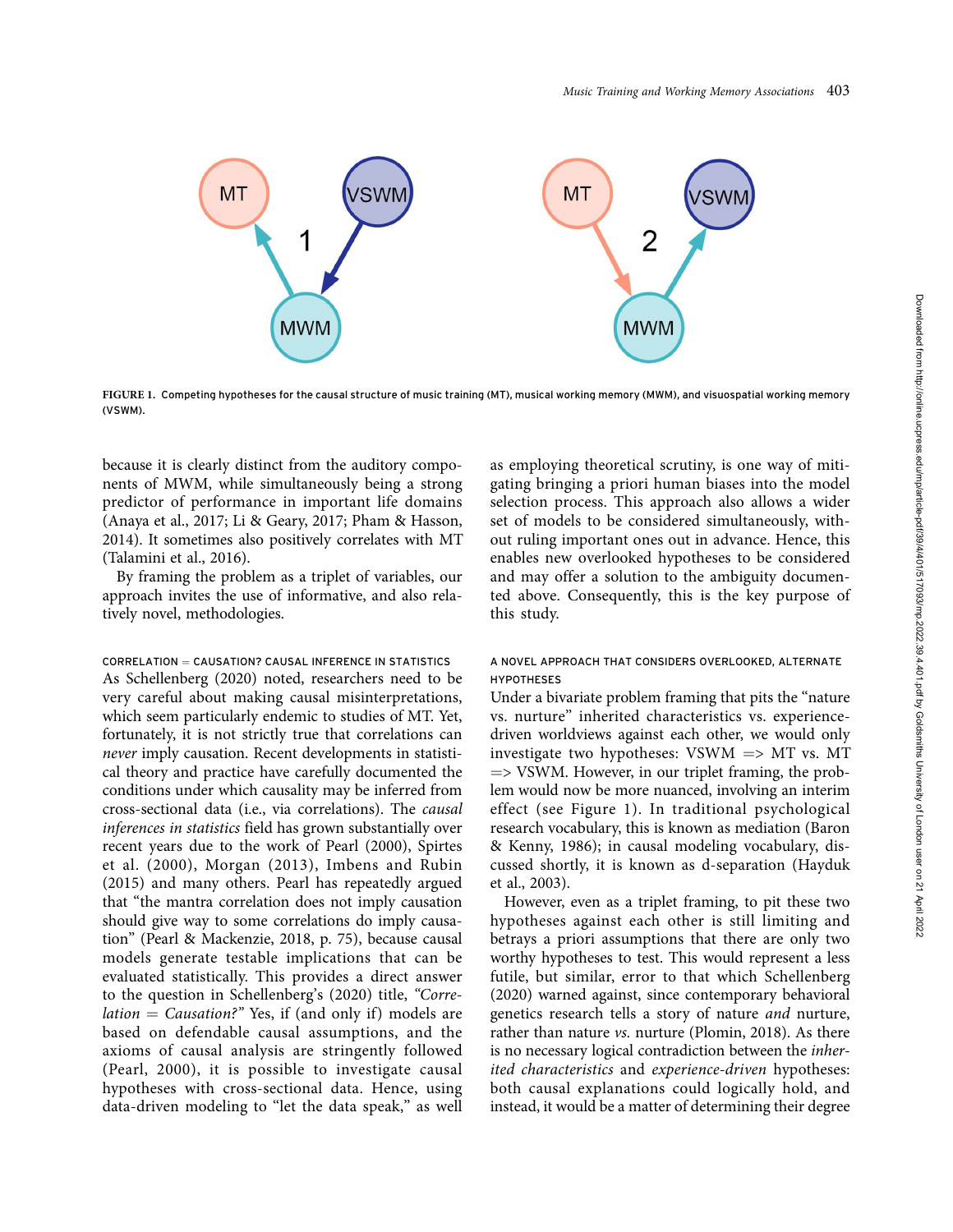**FIGURE 1.** Competing hypotheses for the causal structure of music training (MT), musical working memory (MWM), and visuospatial working memory (VSWM).

because it is clearly distinct from the auditory components of MWM, while simultaneously being a strong predictor of performance in important life domains (Anaya et al., 2017; Li & Geary, 2017; Pham & Hasson, 2014). It sometimes also positively correlates with MT (Talamini et al., 2016).

By framing the problem as a triplet of variables, our approach invites the use of informative, and also relatively novel, methodologies.

### CORRELATION = CAUSATION? CAUSAL INFERENCE IN STATISTICS

As Schellenberg (2020) noted, researchers need to be very careful about making causal misinterpretations, which seem particularly endemic to studies of MT. Yet, fortunately, it is not strictly true that correlations can *never* imply causation. Recent developments in statistical theory and practice have carefully documented the conditions under which causality may be inferred from cross-sectional data (i.e., via correlations). The *causal inferences in statistics* field has grown substantially over recent years due to the work of Pearl (2000), Spirtes et al. (2000), Morgan (2013), Imbens and Rubin (2015) and many others. Pearl has repeatedly argued that "the mantra correlation does not imply causation should give way to some correlations do imply causation" (Pearl & Mackenzie, 2018, p. 75), because causal models generate testable implications that can be evaluated statistically. This provides a direct answer to the question in Schellenberg's (2020) title, *"Correlation = Causation?"* Yes, if (and only if) models are based on defendable causal assumptions, and the axioms of causal analysis are stringently followed (Pearl, 2000), it is possible to investigate causal hypotheses with cross-sectional data. Hence, using data-driven modeling to "let the data speak," as well as employing theoretical scrutiny, is one way of mitigating bringing a priori human biases into the model selection process. This approach also allows a wider set of models to be considered simultaneously, without ruling important ones out in advance. Hence, this enables new overlooked hypotheses to be considered and may offer a solution to the ambiguity documented above. Consequently, this is the key purpose of this study.

### A NOVEL APPROACH THAT CONSIDERS OVERLOOKED, ALTERNATE HYPOTHESES

Under a bivariate problem framing that pits the "nature vs. nurture" inherited characteristics vs. experience-driven worldviews against each other, we would only investigate two hypotheses: VSWM => MT vs. MT => VSWM. However, in our triplet framing, the problem would now be more nuanced, involving an interim effect (see Figure 1). In traditional psychological research vocabulary, this is known as mediation (Baron & Kenny, 1986); in causal modeling vocabulary, discussed shortly, it is known as d-separation (Hayduk et al., 2003).

However, even as a triplet framing, to pit these two hypotheses against each other is still limiting and betrays a priori assumptions that there are only two worthy hypotheses to test. This would represent a less futile, but similar, error to that which Schellenberg (2020) warned against, since contemporary behavioral genetics research tells a story of nature *and* nurture, rather than nature *vs.* nurture (Plomin, 2018). As there is no necessary logical contradiction between the *inherited characteristics* and *experience-driven* hypotheses: both causal explanations could logically hold, and instead, it would be a matter of determining their degree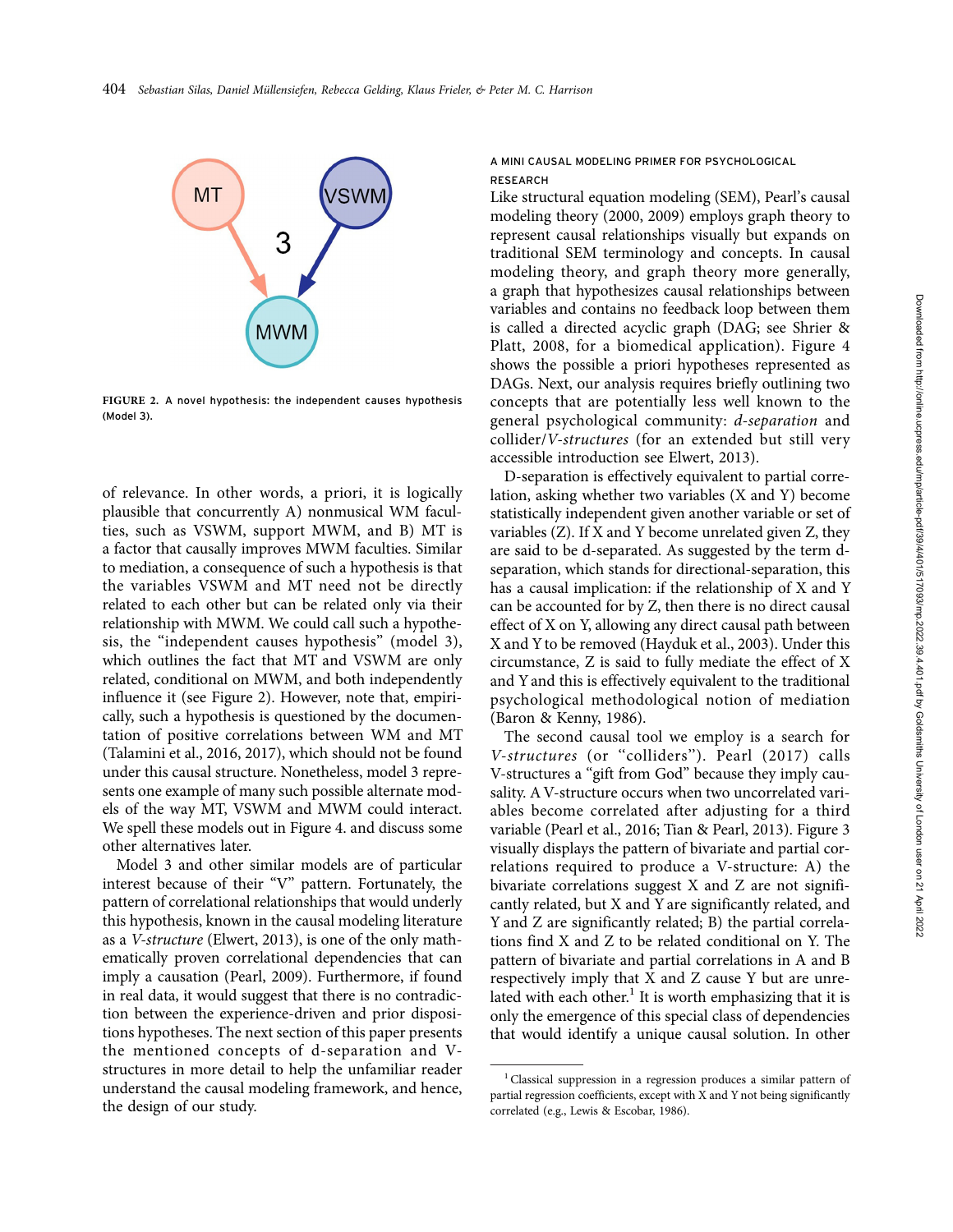FIGURE 2. A novel hypothesis: the independent causes hypothesis (Model 3).

of relevance. In other words, a priori, it is logically plausible that concurrently A) nonmusical WM faculties, such as VSWM, support MWM, and B) MT is a factor that causally improves MWM faculties. Similar to mediation, a consequence of such a hypothesis is that the variables VSWM and MT need not be directly related to each other but can be related only via their relationship with MWM. We could call such a hypothesis, the "independent causes hypothesis" (model 3), which outlines the fact that MT and VSWM are only related, conditional on MWM, and both independently influence it (see Figure 2). However, note that, empirically, such a hypothesis is questioned by the documentation of positive correlations between WM and MT (Talamini et al., 2016, 2017), which should not be found under this causal structure. Nonetheless, model 3 represents one example of many such possible alternate models of the way MT, VSWM and MWM could interact. We spell these models out in Figure 4. and discuss some other alternatives later.

Model 3 and other similar models are of particular interest because of their "V" pattern. Fortunately, the pattern of correlational relationships that would underly this hypothesis, known in the causal modeling literature as a *V-structure* (Elwert, 2013), is one of the only mathematically proven correlational dependencies that can imply a causation (Pearl, 2009). Furthermore, if found in real data, it would suggest that there is no contradiction between the experience-driven and prior dispositions hypotheses. The next section of this paper presents the mentioned concepts of d-separation and V-structures in more detail to help the unfamiliar reader understand the causal modeling framework, and hence, the design of our study.

## A MINI CAUSAL MODELING PRIMER FOR PSYCHOLOGICAL RESEARCH

Like structural equation modeling (SEM), Pearl's causal modeling theory (2000, 2009) employs graph theory to represent causal relationships visually but expands on traditional SEM terminology and concepts. In causal modeling theory, and graph theory more generally, a graph that hypothesizes causal relationships between variables and contains no feedback loop between them is called a directed acyclic graph (DAG; see Shrier & Platt, 2008, for a biomedical application). Figure 4 shows the possible a priori hypotheses represented as DAGs. Next, our analysis requires briefly outlining two concepts that are potentially less well known to the general psychological community: *d-separation* and collider/*V-structures* (for an extended but still very accessible introduction see Elwert, 2013).

D-separation is effectively equivalent to partial correlation, asking whether two variables (X and Y) become statistically independent given another variable or set of variables (Z). If X and Y become unrelated given Z, they are said to be d-separated. As suggested by the term d-separation, which stands for directional-separation, this has a causal implication: if the relationship of X and Y can be accounted for by Z, then there is no direct causal effect of X on Y, allowing any direct causal path between X and Y to be removed (Hayduk et al., 2003). Under this circumstance, Z is said to fully mediate the effect of X and Y and this is effectively equivalent to the traditional psychological methodological notion of mediation (Baron & Kenny, 1986).

The second causal tool we employ is a search for *V-structures* (or "colliders"). Pearl (2017) calls V-structures a "gift from God" because they imply causality. A V-structure occurs when two uncorrelated variables become correlated after adjusting for a third variable (Pearl et al., 2016; Tian & Pearl, 2013). Figure 3 visually displays the pattern of bivariate and partial correlations required to produce a V-structure: A) the bivariate correlations suggest X and Z are not significantly related, but X and Y are significantly related, and Y and Z are significantly related; B) the partial correlations find X and Z to be related conditional on Y. The pattern of bivariate and partial correlations in A and B respectively imply that X and Z cause Y but are unrelated with each other.[1] It is worth emphasizing that it is only the emergence of this special class of dependencies that would identify a unique causal solution. In other

[1] Classical suppression in a regression produces a similar pattern of partial regression coefficients, except with X and Y not being significantly correlated (e.g., Lewis & Escobar, 1986).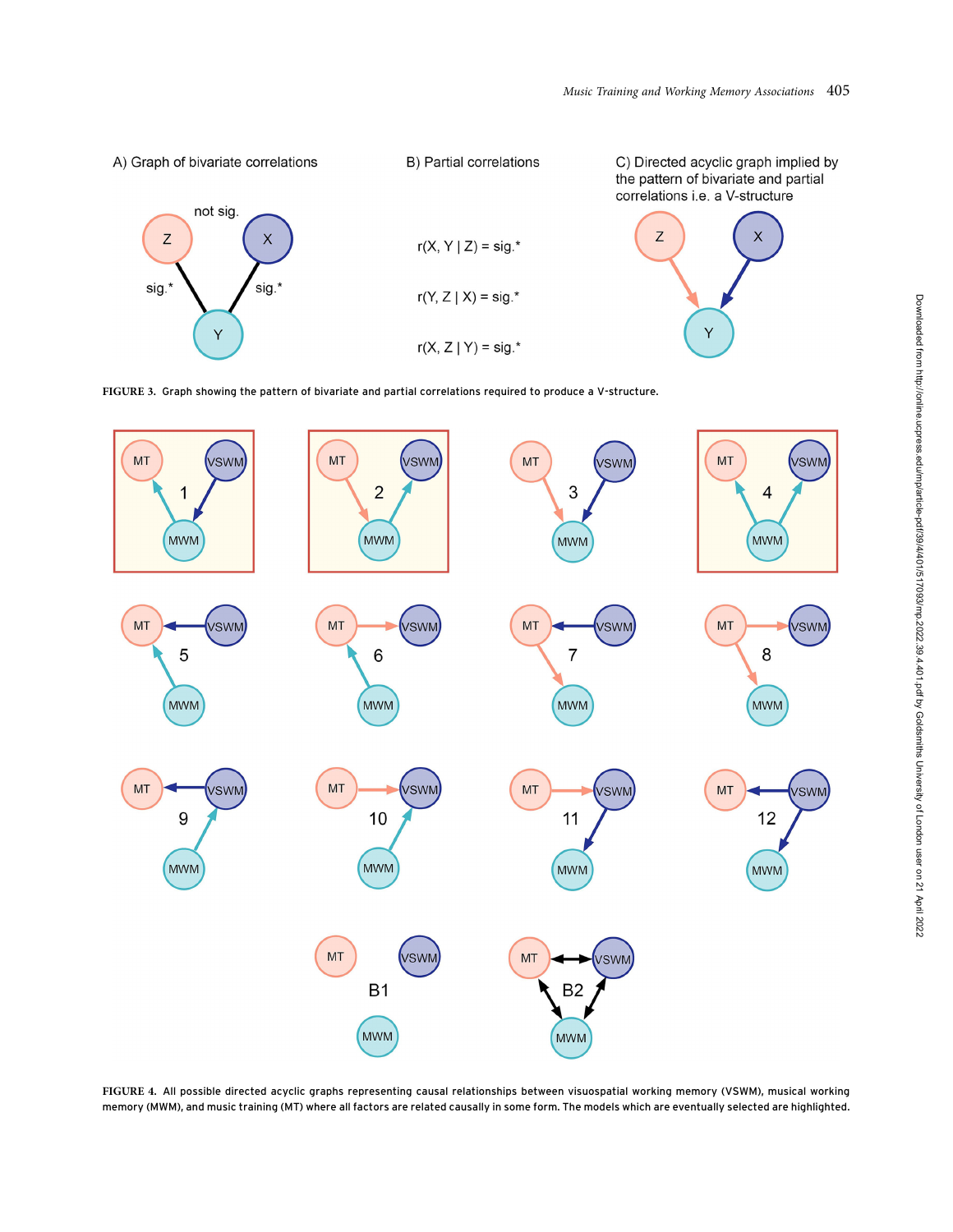**FIGURE 3.** Graph showing the pattern of bivariate and partial correlations required to produce a V-structure.

**FIGURE 4.** All possible directed acyclic graphs representing causal relationships between visuospatial working memory (VSWM), musical working memory (MWM), and music training (MT) where all factors are related causally in some form. The models which are eventually selected are highlighted.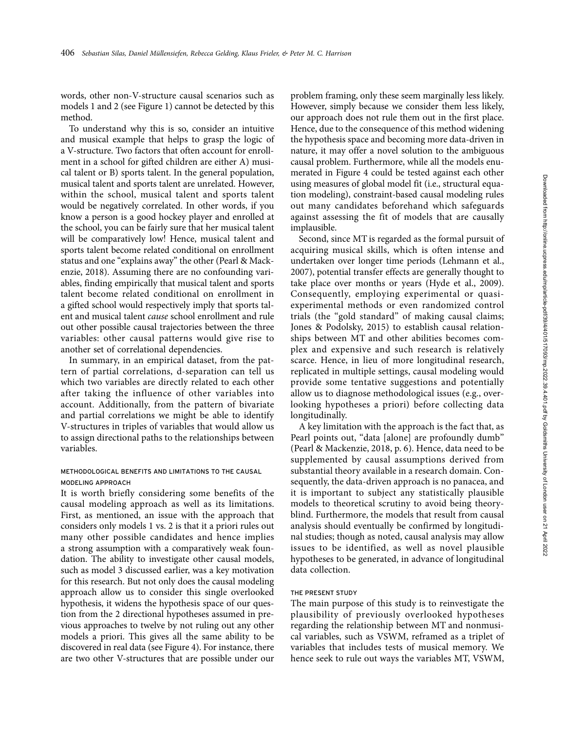words, other non-V-structure causal scenarios such as models 1 and 2 (see Figure 1) cannot be detected by this method.

To understand why this is so, consider an intuitive and musical example that helps to grasp the logic of a V-structure. Two factors that often account for enrollment in a school for gifted children are either A) musical talent or B) sports talent. In the general population, musical talent and sports talent are unrelated. However, within the school, musical talent and sports talent would be negatively correlated. In other words, if you know a person is a good hockey player and enrolled at the school, you can be fairly sure that her musical talent will be comparatively low! Hence, musical talent and sports talent become related conditional on enrollment status and one "explains away" the other (Pearl & Mackenzie, 2018). Assuming there are no confounding variables, finding empirically that musical talent and sports talent become related conditional on enrollment in a gifted school would respectively imply that sports talent and musical talent *cause* school enrollment and rule out other possible causal trajectories between the three variables: other causal patterns would give rise to another set of correlational dependencies.

In summary, in an empirical dataset, from the pattern of partial correlations, d-separation can tell us which two variables are directly related to each other after taking the influence of other variables into account. Additionally, from the pattern of bivariate and partial correlations we might be able to identify V-structures in triples of variables that would allow us to assign directional paths to the relationships between variables.

### METHODOLOGICAL BENEFITS AND LIMITATIONS TO THE CAUSAL MODELING APPROACH

It is worth briefly considering some benefits of the causal modeling approach as well as its limitations. First, as mentioned, an issue with the approach that considers only models 1 vs. 2 is that it a priori rules out many other possible candidates and hence implies a strong assumption with a comparatively weak foundation. The ability to investigate other causal models, such as model 3 discussed earlier, was a key motivation for this research. But not only does the causal modeling approach allow us to consider this single overlooked hypothesis, it widens the hypothesis space of our question from the 2 directional hypotheses assumed in previous approaches to twelve by not ruling out any other models a priori. This gives all the same ability to be discovered in real data (see Figure 4). For instance, there are two other V-structures that are possible under our problem framing, only these seem marginally less likely. However, simply because we consider them less likely, our approach does not rule them out in the first place. Hence, due to the consequence of this method widening the hypothesis space and becoming more data-driven in nature, it may offer a novel solution to the ambiguous causal problem. Furthermore, while all the models enumerated in Figure 4 could be tested against each other using measures of global model fit (i.e., structural equation modeling), constraint-based causal modeling rules out many candidates beforehand which safeguards against assessing the fit of models that are causally implausible.

Second, since MT is regarded as the formal pursuit of acquiring musical skills, which is often intense and undertaken over longer time periods (Lehmann et al., 2007), potential transfer effects are generally thought to take place over months or years (Hyde et al., 2009). Consequently, employing experimental or quasi-experimental methods or even randomized control trials (the "gold standard" of making causal claims; Jones & Podolsky, 2015) to establish causal relationships between MT and other abilities becomes complex and expensive and such research is relatively scarce. Hence, in lieu of more longitudinal research, replicated in multiple settings, causal modeling would provide some tentative suggestions and potentially allow us to diagnose methodological issues (e.g., overlooking hypotheses a priori) before collecting data longitudinally.

A key limitation with the approach is the fact that, as Pearl points out, "data [alone] are profoundly dumb" (Pearl & Mackenzie, 2018, p. 6). Hence, data need to be supplemented by causal assumptions derived from substantial theory available in a research domain. Consequently, the data-driven approach is no panacea, and it is important to subject any statistically plausible models to theoretical scrutiny to avoid being theory-blind. Furthermore, the models that result from causal analysis should eventually be confirmed by longitudinal studies; though as noted, causal analysis may allow issues to be identified, as well as novel plausible hypotheses to be generated, in advance of longitudinal data collection.

### THE PRESENT STUDY

The main purpose of this study is to reinvestigate the plausibility of previously overlooked hypotheses regarding the relationship between MT and nonmusical variables, such as VSWM, reframed as a triplet of variables that includes tests of musical memory. We hence seek to rule out ways the variables MT, VSWM,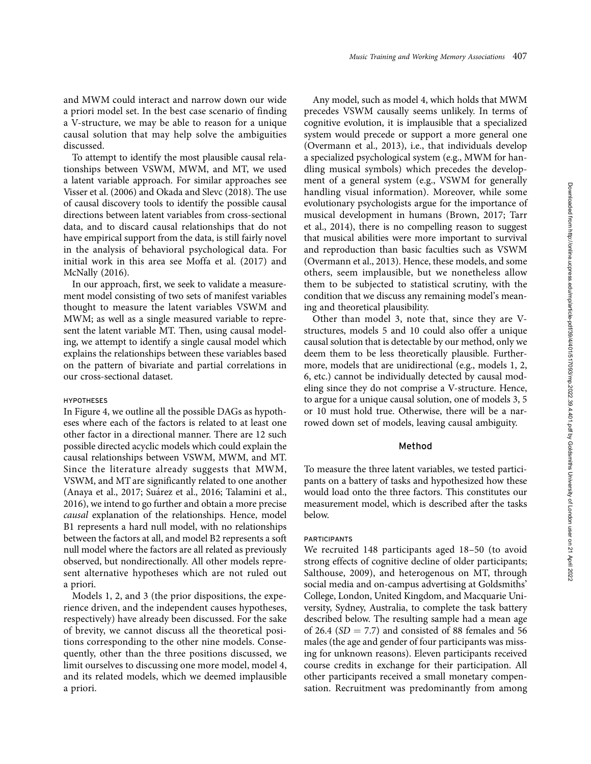and MWM could interact and narrow down our wide a priori model set. In the best case scenario of finding a V-structure, we may be able to reason for a unique causal solution that may help solve the ambiguities discussed.

To attempt to identify the most plausible causal relationships between VSWM, MWM, and MT, we used a latent variable approach. For similar approaches see Visser et al. (2006) and Okada and Slevc (2018). The use of causal discovery tools to identify the possible causal directions between latent variables from cross-sectional data, and to discard causal relationships that do not have empirical support from the data, is still fairly novel in the analysis of behavioral psychological data. For initial work in this area see Moffa et al. (2017) and McNally (2016).

In our approach, first, we seek to validate a measurement model consisting of two sets of manifest variables thought to measure the latent variables VSWM and MWM; as well as a single measured variable to represent the latent variable MT. Then, using causal modeling, we attempt to identify a single causal model which explains the relationships between these variables based on the pattern of bivariate and partial correlations in our cross-sectional dataset.

### HYPOTHESES

In Figure 4, we outline all the possible DAGs as hypotheses where each of the factors is related to at least one other factor in a directional manner. There are 12 such possible directed acyclic models which could explain the causal relationships between VSWM, MWM, and MT. Since the literature already suggests that MWM, VSWM, and MT are significantly related to one another (Anaya et al., 2017; Suárez et al., 2016; Talamini et al., 2016), we intend to go further and obtain a more precise *causal* explanation of the relationships. Hence, model B1 represents a hard null model, with no relationships between the factors at all, and model B2 represents a soft null model where the factors are all related as previously observed, but nondirectionally. All other models represent alternative hypotheses which are not ruled out a priori.

Models 1, 2, and 3 (the prior dispositions, the experience driven, and the independent causes hypotheses, respectively) have already been discussed. For the sake of brevity, we cannot discuss all the theoretical positions corresponding to the other nine models. Consequently, other than the three positions discussed, we limit ourselves to discussing one more model, model 4, and its related models, which we deemed implausible a priori.

Any model, such as model 4, which holds that MWM precedes VSWM causally seems unlikely. In terms of cognitive evolution, it is implausible that a specialized system would precede or support a more general one (Overmann et al., 2013), i.e., that individuals develop a specialized psychological system (e.g., MWM for handling musical symbols) which precedes the development of a general system (e.g., VSWM for generally handling visual information). Moreover, while some evolutionary psychologists argue for the importance of musical development in humans (Brown, 2017; Tarr et al., 2014), there is no compelling reason to suggest that musical abilities were more important to survival and reproduction than basic faculties such as VSWM (Overmann et al., 2013). Hence, these models, and some others, seem implausible, but we nonetheless allow them to be subjected to statistical scrutiny, with the condition that we discuss any remaining model's meaning and theoretical plausibility.

Other than model 3, note that, since they are V-structures, models 5 and 10 could also offer a unique causal solution that is detectable by our method, only we deem them to be less theoretically plausible. Furthermore, models that are unidirectional (e.g., models 1, 2, 6, etc.) cannot be individually detected by causal modeling since they do not comprise a V-structure. Hence, to argue for a unique causal solution, one of models 3, 5 or 10 must hold true. Otherwise, there will be a narrowed down set of models, leaving causal ambiguity.

## Method

To measure the three latent variables, we tested participants on a battery of tasks and hypothesized how these would load onto the three factors. This constitutes our measurement model, which is described after the tasks below.

### PARTICIPANTS

We recruited 148 participants aged 18–50 (to avoid strong effects of cognitive decline of older participants; Salthouse, 2009), and heterogenous on MT, through social media and on-campus advertising at Goldsmiths' College, London, United Kingdom, and Macquarie University, Sydney, Australia, to complete the task battery described below. The resulting sample had a mean age of 26.4 ($SD = 7.7$) and consisted of 88 females and 56 males (the age and gender of four participants was missing for unknown reasons). Eleven participants received course credits in exchange for their participation. All other participants received a small monetary compensation. Recruitment was predominantly from among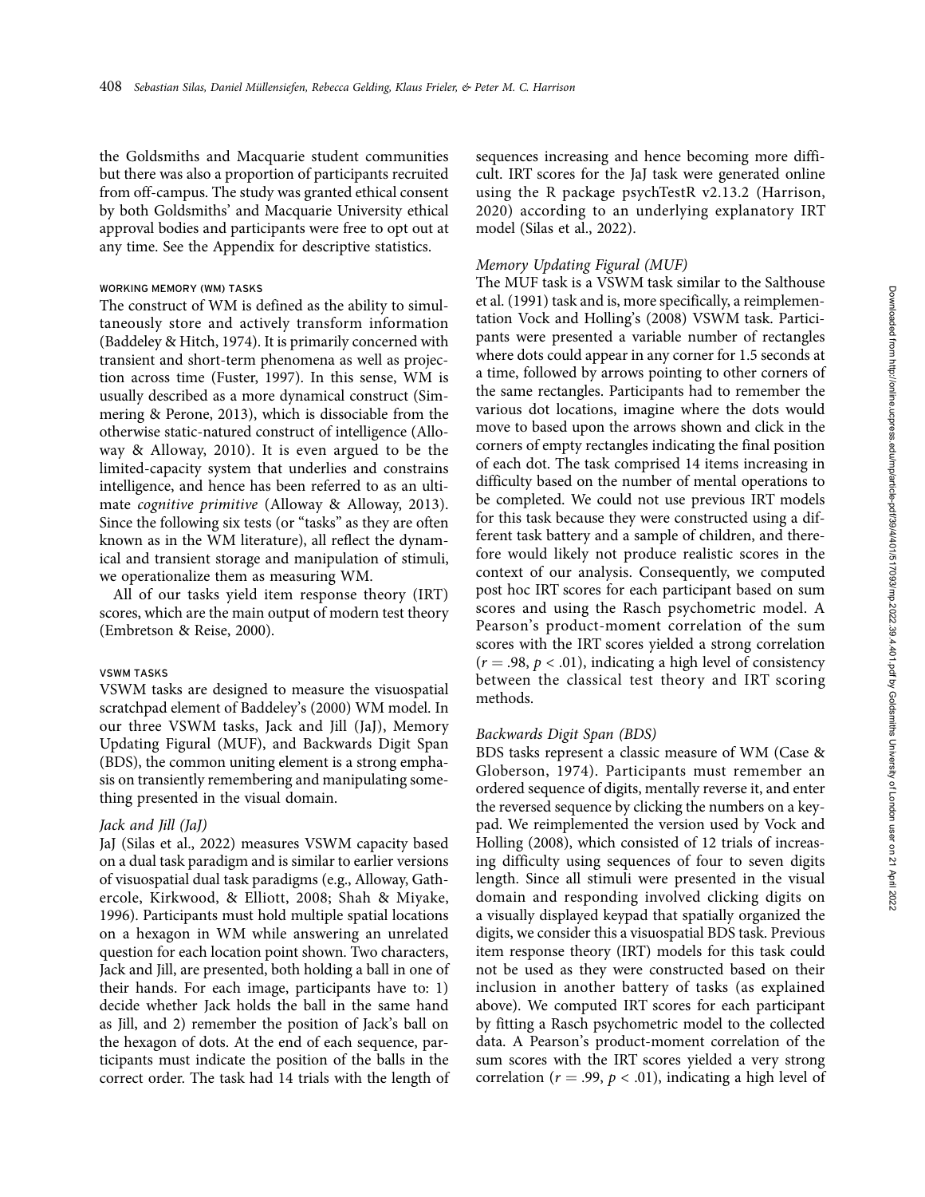the Goldsmiths and Macquarie student communities but there was also a proportion of participants recruited from off-campus. The study was granted ethical consent by both Goldsmiths' and Macquarie University ethical approval bodies and participants were free to opt out at any time. See the Appendix for descriptive statistics.

### WORKING MEMORY (WM) TASKS

The construct of WM is defined as the ability to simultaneously store and actively transform information (Baddeley & Hitch, 1974). It is primarily concerned with transient and short-term phenomena as well as projection across time (Fuster, 1997). In this sense, WM is usually described as a more dynamical construct (Simmering & Perone, 2013), which is dissociable from the otherwise static-natured construct of intelligence (Alloway & Alloway, 2010). It is even argued to be the limited-capacity system that underlies and constrains intelligence, and hence has been referred to as an ultimate *cognitive primitive* (Alloway & Alloway, 2013). Since the following six tests (or "tasks" as they are often known as in the WM literature), all reflect the dynamical and transient storage and manipulation of stimuli, we operationalize them as measuring WM.

All of our tasks yield item response theory (IRT) scores, which are the main output of modern test theory (Embretson & Reise, 2000).

### VSWM TASKS

VSWM tasks are designed to measure the visuospatial scratchpad element of Baddeley's (2000) WM model. In our three VSWM tasks, Jack and Jill (JaJ), Memory Updating Figural (MUF), and Backwards Digit Span (BDS), the common uniting element is a strong emphasis on transiently remembering and manipulating something presented in the visual domain.

#### *Jack and Jill (JaJ)*

JaJ (Silas et al., 2022) measures VSWM capacity based on a dual task paradigm and is similar to earlier versions of visuospatial dual task paradigms (e.g., Alloway, Gathercole, Kirkwood, & Elliott, 2008; Shah & Miyake, 1996). Participants must hold multiple spatial locations on a hexagon in WM while answering an unrelated question for each location point shown. Two characters, Jack and Jill, are presented, both holding a ball in one of their hands. For each image, participants have to: 1) decide whether Jack holds the ball in the same hand as Jill, and 2) remember the position of Jack's ball on the hexagon of dots. At the end of each sequence, participants must indicate the position of the balls in the correct order. The task had 14 trials with the length of sequences increasing and hence becoming more difficult. IRT scores for the JaJ task were generated online using the R package psychTestR v2.13.2 (Harrison, 2020) according to an underlying explanatory IRT model (Silas et al., 2022).

#### *Memory Updating Figural (MUF)*

The MUF task is a VSWM task similar to the Salthouse et al. (1991) task and is, more specifically, a reimplementation Vock and Holling's (2008) VSWM task. Participants were presented a variable number of rectangles where dots could appear in any corner for 1.5 seconds at a time, followed by arrows pointing to other corners of the same rectangles. Participants had to remember the various dot locations, imagine where the dots would move to based upon the arrows shown and click in the corners of empty rectangles indicating the final position of each dot. The task comprised 14 items increasing in difficulty based on the number of mental operations to be completed. We could not use previous IRT models for this task because they were constructed using a different task battery and a sample of children, and therefore would likely not produce realistic scores in the context of our analysis. Consequently, we computed post hoc IRT scores for each participant based on sum scores and using the Rasch psychometric model. A Pearson's product-moment correlation of the sum scores with the IRT scores yielded a strong correlation ($r = .98$, $p < .01$), indicating a high level of consistency between the classical test theory and IRT scoring methods.

#### *Backwards Digit Span (BDS)*

BDS tasks represent a classic measure of WM (Case & Globerson, 1974). Participants must remember an ordered sequence of digits, mentally reverse it, and enter the reversed sequence by clicking the numbers on a keypad. We reimplemented the version used by Vock and Holling (2008), which consisted of 12 trials of increasing difficulty using sequences of four to seven digits length. Since all stimuli were presented in the visual domain and responding involved clicking digits on a visually displayed keypad that spatially organized the digits, we consider this a visuospatial BDS task. Previous item response theory (IRT) models for this task could not be used as they were constructed based on their inclusion in another battery of tasks (as explained above). We computed IRT scores for each participant by fitting a Rasch psychometric model to the collected data. A Pearson's product-moment correlation of the sum scores with the IRT scores yielded a very strong correlation ($r = .99$, $p < .01$), indicating a high level of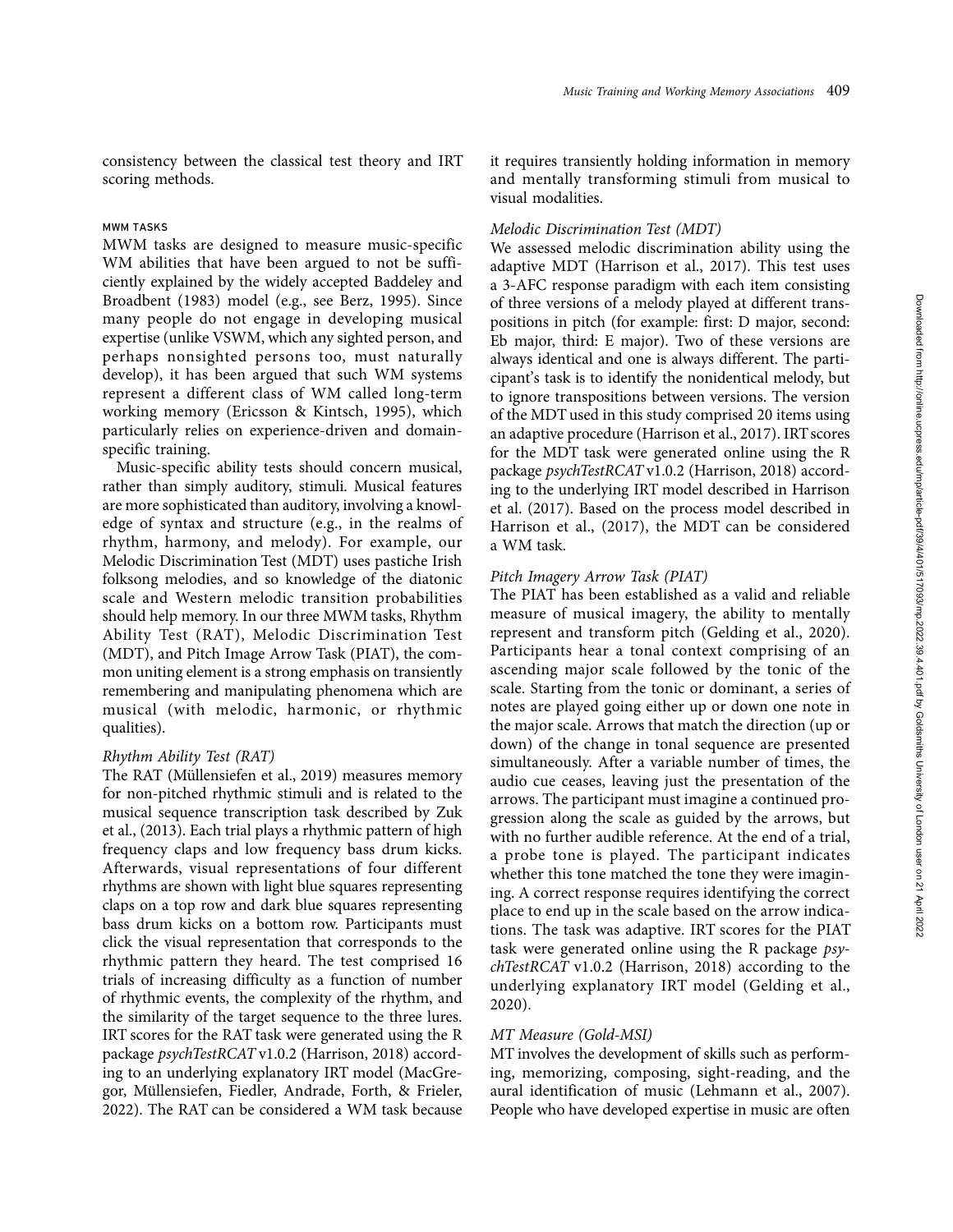consistency between the classical test theory and IRT scoring methods.

### MWM TASKS

MWM tasks are designed to measure music-specific WM abilities that have been argued to not be sufficiently explained by the widely accepted Baddeley and Broadbent (1983) model (e.g., see Berz, 1995). Since many people do not engage in developing musical expertise (unlike VSWM, which any sighted person, and perhaps nonsighted persons too, must naturally develop), it has been argued that such WM systems represent a different class of WM called long-term working memory (Ericsson & Kintsch, 1995), which particularly relies on experience-driven and domain-specific training.

Music-specific ability tests should concern musical, rather than simply auditory, stimuli. Musical features are more sophisticated than auditory, involving a knowledge of syntax and structure (e.g., in the realms of rhythm, harmony, and melody). For example, our Melodic Discrimination Test (MDT) uses pastiche Irish folksong melodies, and so knowledge of the diatonic scale and Western melodic transition probabilities should help memory. In our three MWM tasks, Rhythm Ability Test (RAT), Melodic Discrimination Test (MDT), and Pitch Image Arrow Task (PIAT), the common uniting element is a strong emphasis on transiently remembering and manipulating phenomena which are musical (with melodic, harmonic, or rhythmic qualities).

#### *Rhythm Ability Test (RAT)*

The RAT (Müllensiefen et al., 2019) measures memory for non-pitched rhythmic stimuli and is related to the musical sequence transcription task described by Zuk et al., (2013). Each trial plays a rhythmic pattern of high frequency claps and low frequency bass drum kicks. Afterwards, visual representations of four different rhythms are shown with light blue squares representing claps on a top row and dark blue squares representing bass drum kicks on a bottom row. Participants must click the visual representation that corresponds to the rhythmic pattern they heard. The test comprised 16 trials of increasing difficulty as a function of number of rhythmic events, the complexity of the rhythm, and the similarity of the target sequence to the three lures. IRT scores for the RAT task were generated using the R package *psychTestRCAT* v1.0.2 (Harrison, 2018) according to an underlying explanatory IRT model (MacGregor, Müllensiefen, Fiedler, Andrade, Forth, & Frieler, 2022). The RAT can be considered a WM task because it requires transiently holding information in memory and mentally transforming stimuli from musical to visual modalities.

#### *Melodic Discrimination Test (MDT)*

We assessed melodic discrimination ability using the adaptive MDT (Harrison et al., 2017). This test uses a 3-AFC response paradigm with each item consisting of three versions of a melody played at different transpositions in pitch (for example: first: D major, second: Eb major, third: E major). Two of these versions are always identical and one is always different. The participant's task is to identify the nonidentical melody, but to ignore transpositions between versions. The version of the MDT used in this study comprised 20 items using an adaptive procedure (Harrison et al., 2017). IRT scores for the MDT task were generated online using the R package *psychTestRCAT* v1.0.2 (Harrison, 2018) according to the underlying IRT model described in Harrison et al. (2017). Based on the process model described in Harrison et al., (2017), the MDT can be considered a WM task.

#### *Pitch Imagery Arrow Task (PIAT)*

The PIAT has been established as a valid and reliable measure of musical imagery, the ability to mentally represent and transform pitch (Gelding et al., 2020). Participants hear a tonal context comprising of an ascending major scale followed by the tonic of the scale. Starting from the tonic or dominant, a series of notes are played going either up or down one note in the major scale. Arrows that match the direction (up or down) of the change in tonal sequence are presented simultaneously. After a variable number of times, the audio cue ceases, leaving just the presentation of the arrows. The participant must imagine a continued progression along the scale as guided by the arrows, but with no further audible reference. At the end of a trial, a probe tone is played. The participant indicates whether this tone matched the tone they were imagining. A correct response requires identifying the correct place to end up in the scale based on the arrow indications. The task was adaptive. IRT scores for the PIAT task were generated online using the R package *psychTestRCAT* v1.0.2 (Harrison, 2018) according to the underlying explanatory IRT model (Gelding et al., 2020).

#### *MT Measure (Gold-MSI)*

MT involves the development of skills such as performing, memorizing, composing, sight-reading, and the aural identification of music (Lehmann et al., 2007). People who have developed expertise in music are often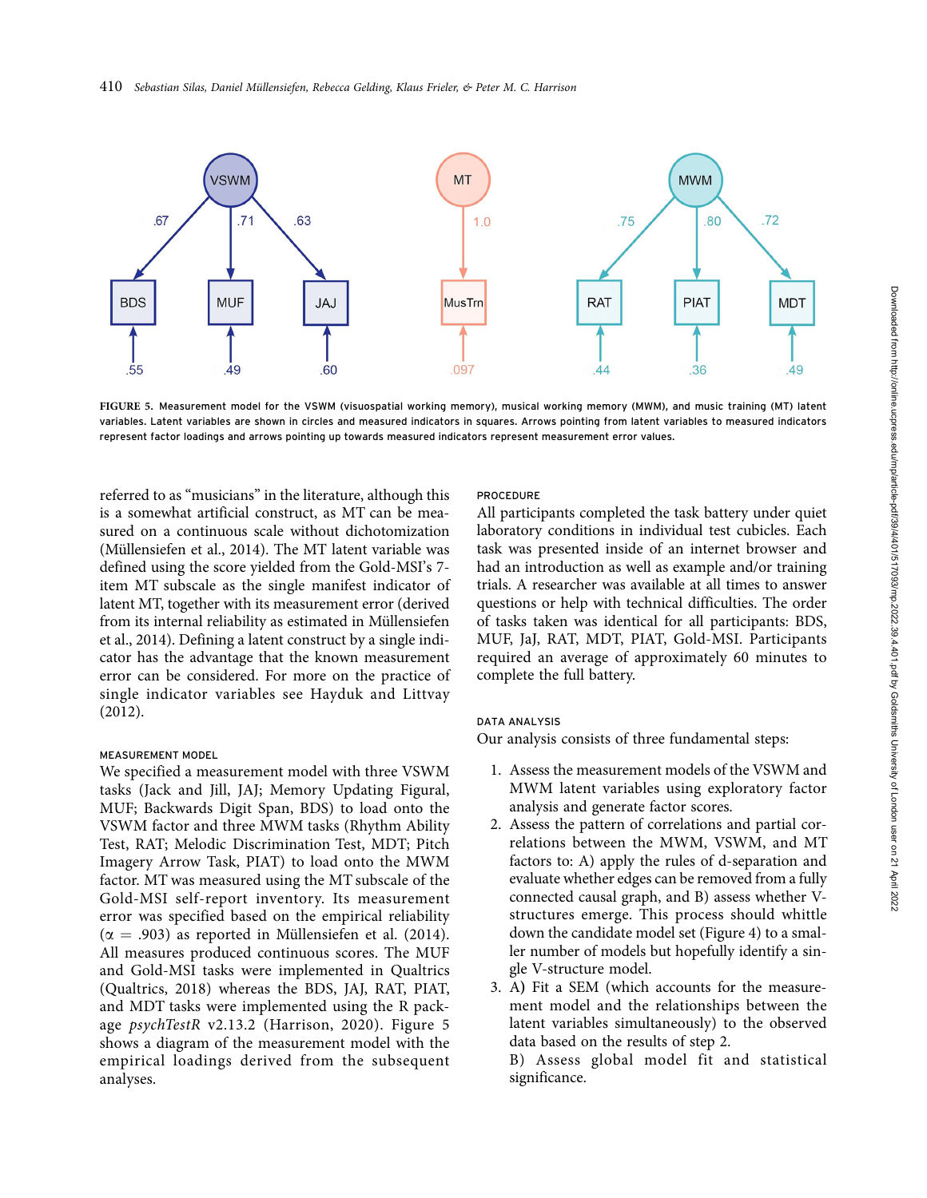FIGURE 5. Measurement model for the VSWM (visuospatial working memory), musical working memory (MWM), and music training (MT) latent variables. Latent variables are shown in circles and measured indicators in squares. Arrows pointing from latent variables to measured indicators represent factor loadings and arrows pointing up towards measured indicators represent measurement error values.

referred to as "musicians" in the literature, although this is a somewhat artificial construct, as MT can be measured on a continuous scale without dichotomization (Müllensiefen et al., 2014). The MT latent variable was defined using the score yielded from the Gold-MSI's 7-item MT subscale as the single manifest indicator of latent MT, together with its measurement error (derived from its internal reliability as estimated in Müllensiefen et al., 2014). Defining a latent construct by a single indicator has the advantage that the known measurement error can be considered. For more on the practice of single indicator variables see Hayduk and Littvay (2012).

### MEASUREMENT MODEL

We specified a measurement model with three VSWM tasks (Jack and Jill, JAJ; Memory Updating Figural, MUF; Backwards Digit Span, BDS) to load onto the VSWM factor and three MWM tasks (Rhythm Ability Test, RAT; Melodic Discrimination Test, MDT; Pitch Imagery Arrow Task, PIAT) to load onto the MWM factor. MT was measured using the MT subscale of the Gold-MSI self-report inventory. Its measurement error was specified based on the empirical reliability ($\alpha = .903$) as reported in Müllensiefen et al. (2014). All measures produced continuous scores. The MUF and Gold-MSI tasks were implemented in Qualtrics (Qualtrics, 2018) whereas the BDS, JAJ, RAT, PIAT, and MDT tasks were implemented using the R package *psychTestR* v2.13.2 (Harrison, 2020). Figure 5 shows a diagram of the measurement model with the empirical loadings derived from the subsequent analyses.

### PROCEDURE

All participants completed the task battery under quiet laboratory conditions in individual test cubicles. Each task was presented inside of an internet browser and had an introduction as well as example and/or training trials. A researcher was available at all times to answer questions or help with technical difficulties. The order of tasks taken was identical for all participants: BDS, MUF, JaJ, RAT, MDT, PIAT, Gold-MSI. Participants required an average of approximately 60 minutes to complete the full battery.

### DATA ANALYSIS

Our analysis consists of three fundamental steps:

1. Assess the measurement models of the VSWM and MWM latent variables using exploratory factor analysis and generate factor scores.
2. Assess the pattern of correlations and partial correlations between the MWM, VSWM, and MT factors to: A) apply the rules of d-separation and evaluate whether edges can be removed from a fully connected causal graph, and B) assess whether V-structures emerge. This process should whittle down the candidate model set (Figure 4) to a smaller number of models but hopefully identify a single V-structure model.
3. A) Fit a SEM (which accounts for the measurement model and the relationships between the latent variables simultaneously) to the observed data based on the results of step 2.
   B) Assess global model fit and statistical significance.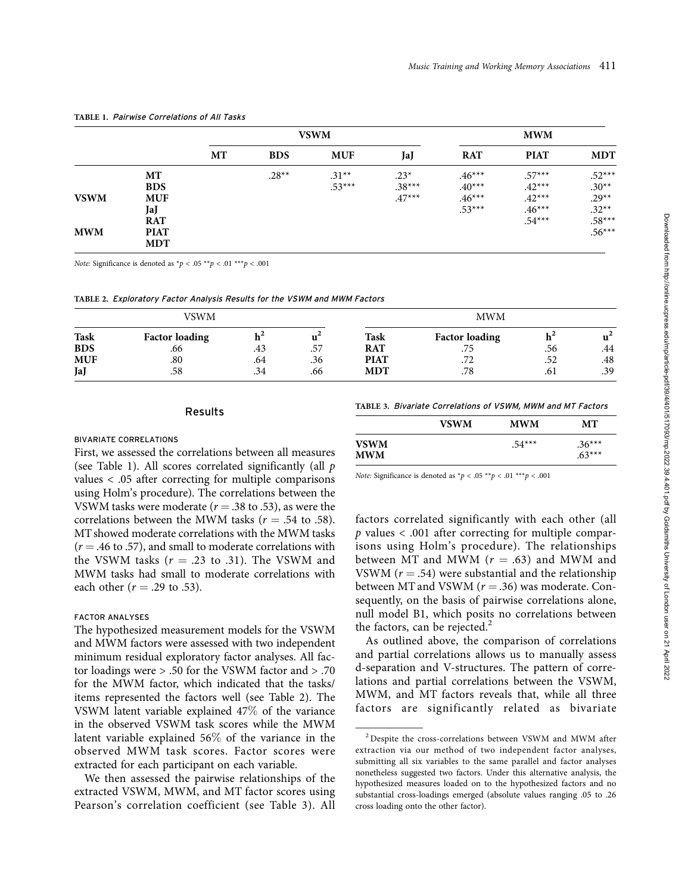**TABLE 1.** *Pairwise Correlations of All Tasks*

| | | VSWM | | | | MWM | | |
|---|---|---|---|---|---|---|---|---|
| | | **MT** | **BDS** | **MUF** | **JaJ** | **RAT** | **PIAT** | **MDT** |
| | **MT** | | .28** | .31** | .23* | .46*** | .57*** | .52*** |
| | **BDS** | | | .53*** | .38*** | .40*** | .42*** | .30** |
| **VSWM** | **MUF** | | | | .47*** | .46*** | .42*** | .29** |
| | **JaJ** | | | | | .53*** | .46*** | .32** |
| | **RAT** | | | | | | .54*** | .58*** |
| **MWM** | **PIAT** | | | | | | | .56*** |
| | **MDT** | | | | | | | |

*Note:* Significance is denoted as \*$p < .05$ \*\*$p < .01$ \*\*\*$p < .001$

**TABLE 2.** *Exploratory Factor Analysis Results for the VSWM and MWM Factors*

| VSWM | | | | MWM | | | |
|---|---|---|---|---|---|---|---|
| **Task** | **Factor loading** | $h^2$ | $u^2$ | **Task** | **Factor loading** | $h^2$ | $u^2$ |
| **BDS** | .66 | .43 | .57 | **RAT** | .75 | .56 | .44 |
| **MUF** | .80 | .64 | .36 | **PIAT** | .72 | .52 | .48 |
| **JaJ** | .58 | .34 | .66 | **MDT** | .78 | .61 | .39 |

## Results

### BIVARIATE CORRELATIONS

First, we assessed the correlations between all measures (see Table 1). All scores correlated significantly (all $p$ values < .05 after correcting for multiple comparisons using Holm's procedure). The correlations between the VSWM tasks were moderate ($r = .38$ to $.53$), as were the correlations between the MWM tasks ($r = .54$ to $.58$). MT showed moderate correlations with the MWM tasks ($r = .46$ to $.57$), and small to moderate correlations with the VSWM tasks ($r = .23$ to $.31$). The VSWM and MWM tasks had small to moderate correlations with each other ($r = .29$ to $.53$).

### FACTOR ANALYSES

The hypothesized measurement models for the VSWM and MWM factors were assessed with two independent minimum residual exploratory factor analyses. All factor loadings were > .50 for the VSWM factor and > .70 for the MWM factor, which indicated that the tasks/items represented the factors well (see Table 2). The VSWM latent variable explained 47% of the variance in the observed VSWM task scores while the MWM latent variable explained 56% of the variance in the observed MWM task scores. Factor scores were extracted for each participant on each variable.

We then assessed the pairwise relationships of the extracted VSWM, MWM, and MT factor scores using Pearson's correlation coefficient (see Table 3). All

**TABLE 3.** *Bivariate Correlations of VSWM, MWM and MT Factors*

| | **VSWM** | **MWM** | **MT** |
|---|---|---|---|
| **VSWM** | | .54*** | .36*** |
| **MWM** | | | .63*** |

*Note:* Significance is denoted as \*$p < .05$ \*\*$p < .01$ \*\*\*$p < .001$

factors correlated significantly with each other (all $p$ values < .001 after correcting for multiple comparisons using Holm's procedure). The relationships between MT and MWM ($r = .63$) and MWM and VSWM ($r = .54$) were substantial and the relationship between MT and VSWM ($r = .36$) was moderate. Consequently, on the basis of pairwise correlations alone, null model B1, which posits no correlations between the factors, can be rejected.[2]

As outlined above, the comparison of correlations and partial correlations allows us to manually assess d-separation and V-structures. The pattern of correlations and partial correlations between the VSWM, MWM, and MT factors reveals that, while all three factors are significantly related as bivariate

[2] Despite the cross-correlations between VSWM and MWM after extraction via our method of two independent factor analyses, submitting all six variables to the same parallel and factor analyses nonetheless suggested two factors. Under this alternative analysis, the hypothesized measures loaded on to the hypothesized factors and no substantial cross-loadings emerged (absolute values ranging .05 to .26 cross loading onto the other factor).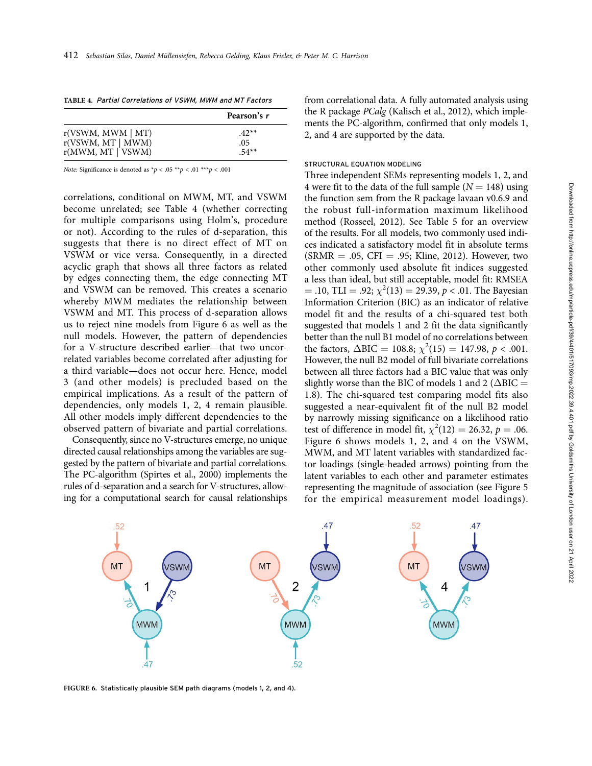TABLE 4. *Partial Correlations of VSWM, MWM and MT Factors*

| | Pearson's $r$ |
|---|---|
| r(VSWM, MWM \| MT) | .42** |
| r(VSWM, MT \| MWM) | .05 |
| r(MWM, MT \| VSWM) | .54** |

*Note:* Significance is denoted as *$p < .05$ **$p < .01$ ***$p < .001$

correlations, conditional on MWM, MT, and VSWM become unrelated; see Table 4 (whether correcting for multiple comparisons using Holm's, procedure or not). According to the rules of d-separation, this suggests that there is no direct effect of MT on VSWM or vice versa. Consequently, in a directed acyclic graph that shows all three factors as related by edges connecting them, the edge connecting MT and VSWM can be removed. This creates a scenario whereby MWM mediates the relationship between VSWM and MT. This process of d-separation allows us to reject nine models from Figure 6 as well as the null models. However, the pattern of dependencies for a V-structure described earlier—that two uncorrelated variables become correlated after adjusting for a third variable—does not occur here. Hence, model 3 (and other models) is precluded based on the empirical implications. As a result of the pattern of dependencies, only models 1, 2, 4 remain plausible. All other models imply different dependencies to the observed pattern of bivariate and partial correlations.

Consequently, since no V-structures emerge, no unique directed causal relationships among the variables are suggested by the pattern of bivariate and partial correlations. The PC-algorithm (Spirtes et al., 2000) implements the rules of d-separation and a search for V-structures, allowing for a computational search for causal relationships from correlational data. A fully automated analysis using the R package *PCalg* (Kalisch et al., 2012), which implements the PC-algorithm, confirmed that only models 1, 2, and 4 are supported by the data.

## STRUCTURAL EQUATION MODELING

Three independent SEMs representing models 1, 2, and 4 were fit to the data of the full sample ($N = 148$) using the function sem from the R package lavaan v0.6.9 and the robust full-information maximum likelihood method (Rosseel, 2012). See Table 5 for an overview of the results. For all models, two commonly used indices indicated a satisfactory model fit in absolute terms (SRMR = .05, CFI = .95; Kline, 2012). However, two other commonly used absolute fit indices suggested a less than ideal, but still acceptable, model fit: RMSEA = .10, TLI = .92; $\chi^2(13) = 29.39$, $p < .01$. The Bayesian Information Criterion (BIC) as an indicator of relative model fit and the results of a chi-squared test both suggested that models 1 and 2 fit the data significantly better than the null B1 model of no correlations between the factors, $\Delta$BIC = 108.8; $\chi^2(15) = 147.98$, $p < .001$. However, the null B2 model of full bivariate correlations between all three factors had a BIC value that was only slightly worse than the BIC of models 1 and 2 ($\Delta$BIC = 1.8). The chi-squared test comparing model fits also suggested a near-equivalent fit of the null B2 model by narrowly missing significance on a likelihood ratio test of difference in model fit, $\chi^2(12) = 26.32$, $p = .06$. Figure 6 shows models 1, 2, and 4 on the VSWM, MWM, and MT latent variables with standardized factor loadings (single-headed arrows) pointing from the latent variables to each other and parameter estimates representing the magnitude of association (see Figure 5 for the empirical measurement model loadings).

FIGURE 6. Statistically plausible SEM path diagrams (models 1, 2, and 4).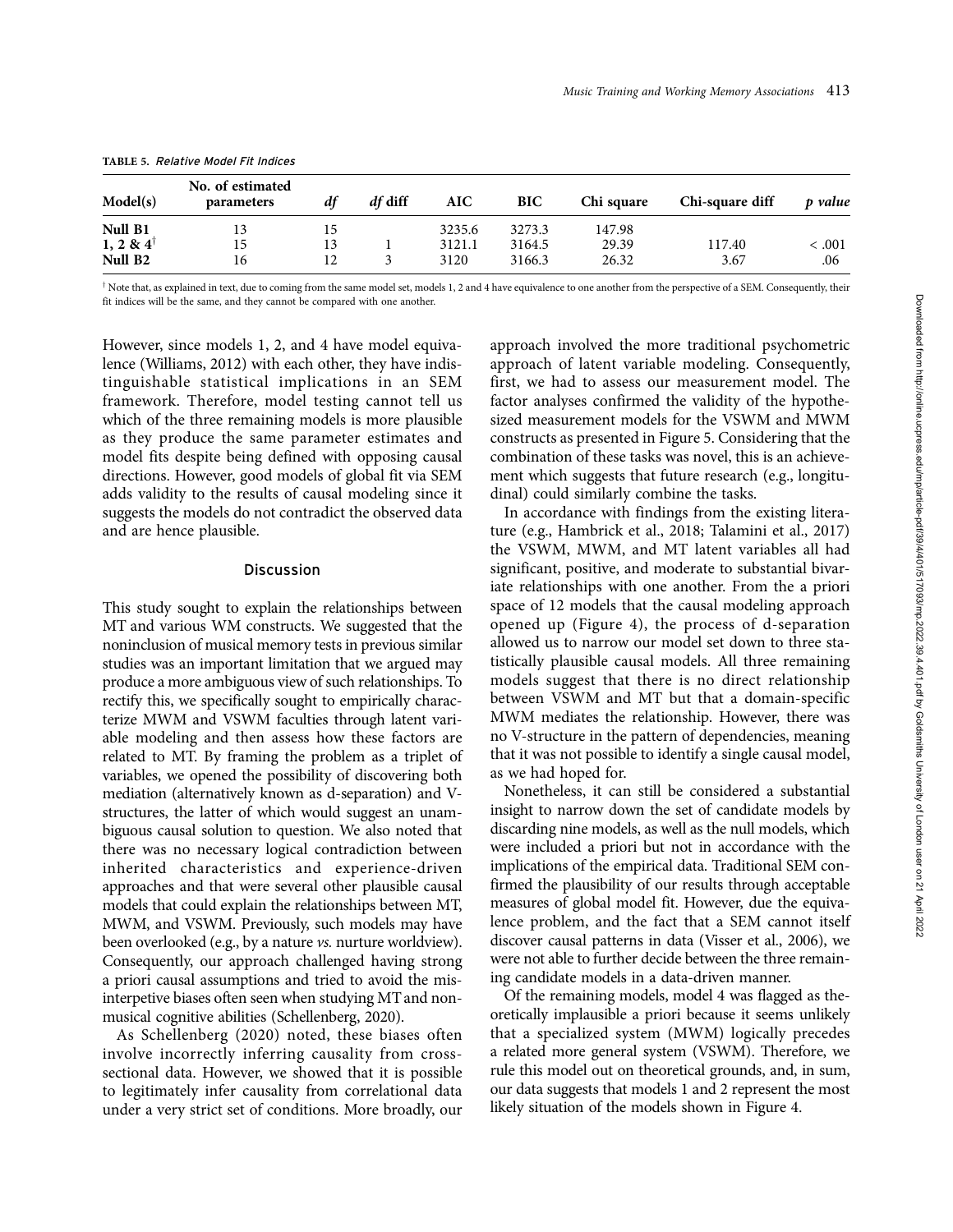**TABLE 5.** *Relative Model Fit Indices*

| Model(s) | No. of estimated parameters | *df* | *df* diff | AIC | BIC | Chi square | Chi-square diff | *p value* |
|---|---|---|---|---|---|---|---|---|
| **Null B1** | 13 | 15 | | 3235.6 | 3273.3 | 147.98 | | |
| **1, 2 & 4**[†] | 15 | 13 | 1 | 3121.1 | 3164.5 | 29.39 | 117.40 | < .001 |
| **Null B2** | 16 | 12 | 3 | 3120 | 3166.3 | 26.32 | 3.67 | .06 |

[†] Note that, as explained in text, due to coming from the same model set, models 1, 2 and 4 have equivalence to one another from the perspective of a SEM. Consequently, their fit indices will be the same, and they cannot be compared with one another.

However, since models 1, 2, and 4 have model equivalence (Williams, 2012) with each other, they have indistinguishable statistical implications in an SEM framework. Therefore, model testing cannot tell us which of the three remaining models is more plausible as they produce the same parameter estimates and model fits despite being defined with opposing causal directions. However, good models of global fit via SEM adds validity to the results of causal modeling since it suggests the models do not contradict the observed data and are hence plausible.

## Discussion

This study sought to explain the relationships between MT and various WM constructs. We suggested that the noninclusion of musical memory tests in previous similar studies was an important limitation that we argued may produce a more ambiguous view of such relationships. To rectify this, we specifically sought to empirically characterize MWM and VSWM faculties through latent variable modeling and then assess how these factors are related to MT. By framing the problem as a triplet of variables, we opened the possibility of discovering both mediation (alternatively known as d-separation) and V-structures, the latter of which would suggest an unambiguous causal solution to question. We also noted that there was no necessary logical contradiction between inherited characteristics and experience-driven approaches and that were several other plausible causal models that could explain the relationships between MT, MWM, and VSWM. Previously, such models may have been overlooked (e.g., by a nature *vs.* nurture worldview). Consequently, our approach challenged having strong a priori causal assumptions and tried to avoid the misinterpetive biases often seen when studying MT and nonmusical cognitive abilities (Schellenberg, 2020).

As Schellenberg (2020) noted, these biases often involve incorrectly inferring causality from cross-sectional data. However, we showed that it is possible to legitimately infer causality from correlational data under a very strict set of conditions. More broadly, our approach involved the more traditional psychometric approach of latent variable modeling. Consequently, first, we had to assess our measurement model. The factor analyses confirmed the validity of the hypothesized measurement models for the VSWM and MWM constructs as presented in Figure 5. Considering that the combination of these tasks was novel, this is an achievement which suggests that future research (e.g., longitudinal) could similarly combine the tasks.

In accordance with findings from the existing literature (e.g., Hambrick et al., 2018; Talamini et al., 2017) the VSWM, MWM, and MT latent variables all had significant, positive, and moderate to substantial bivariate relationships with one another. From the a priori space of 12 models that the causal modeling approach opened up (Figure 4), the process of d-separation allowed us to narrow our model set down to three statistically plausible causal models. All three remaining models suggest that there is no direct relationship between VSWM and MT but that a domain-specific MWM mediates the relationship. However, there was no V-structure in the pattern of dependencies, meaning that it was not possible to identify a single causal model, as we had hoped for.

Nonetheless, it can still be considered a substantial insight to narrow down the set of candidate models by discarding nine models, as well as the null models, which were included a priori but not in accordance with the implications of the empirical data. Traditional SEM confirmed the plausibility of our results through acceptable measures of global model fit. However, due the equivalence problem, and the fact that a SEM cannot itself discover causal patterns in data (Visser et al., 2006), we were not able to further decide between the three remaining candidate models in a data-driven manner.

Of the remaining models, model 4 was flagged as theoretically implausible a priori because it seems unlikely that a specialized system (MWM) logically precedes a related more general system (VSWM). Therefore, we rule this model out on theoretical grounds, and, in sum, our data suggests that models 1 and 2 represent the most likely situation of the models shown in Figure 4.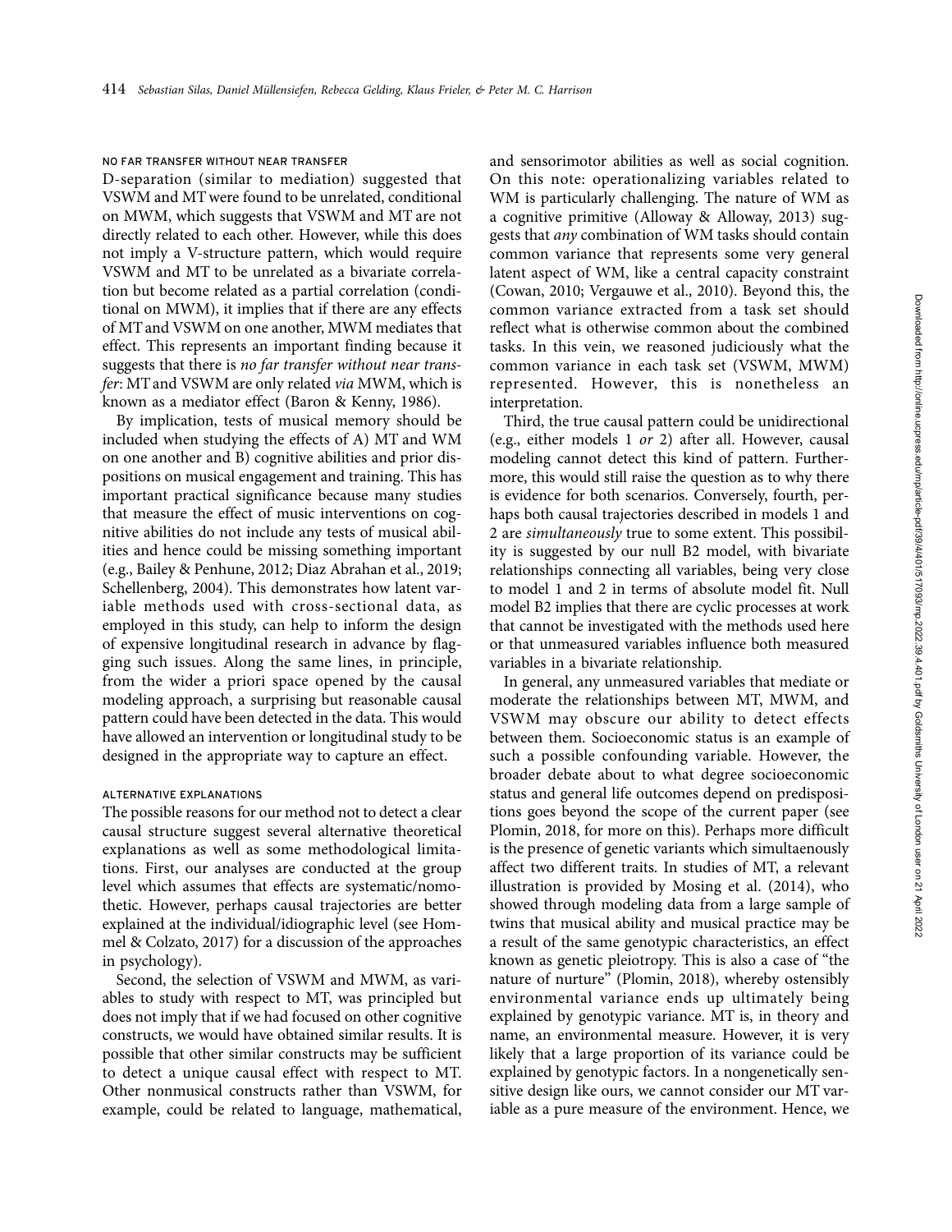### NO FAR TRANSFER WITHOUT NEAR TRANSFER

D-separation (similar to mediation) suggested that VSWM and MT were found to be unrelated, conditional on MWM, which suggests that VSWM and MT are not directly related to each other. However, while this does not imply a V-structure pattern, which would require VSWM and MT to be unrelated as a bivariate correlation but become related as a partial correlation (conditional on MWM), it implies that if there are any effects of MT and VSWM on one another, MWM mediates that effect. This represents an important finding because it suggests that there is *no far transfer without near transfer*: MT and VSWM are only related *via* MWM, which is known as a mediator effect (Baron & Kenny, 1986).

By implication, tests of musical memory should be included when studying the effects of A) MT and WM on one another and B) cognitive abilities and prior dispositions on musical engagement and training. This has important practical significance because many studies that measure the effect of music interventions on cognitive abilities do not include any tests of musical abilities and hence could be missing something important (e.g., Bailey & Penhune, 2012; Diaz Abrahan et al., 2019; Schellenberg, 2004). This demonstrates how latent variable methods used with cross-sectional data, as employed in this study, can help to inform the design of expensive longitudinal research in advance by flagging such issues. Along the same lines, in principle, from the wider a priori space opened by the causal modeling approach, a surprising but reasonable causal pattern could have been detected in the data. This would have allowed an intervention or longitudinal study to be designed in the appropriate way to capture an effect.

### ALTERNATIVE EXPLANATIONS

The possible reasons for our method not to detect a clear causal structure suggest several alternative theoretical explanations as well as some methodological limitations. First, our analyses are conducted at the group level which assumes that effects are systematic/nomothetic. However, perhaps causal trajectories are better explained at the individual/idiographic level (see Hommel & Colzato, 2017) for a discussion of the approaches in psychology).

Second, the selection of VSWM and MWM, as variables to study with respect to MT, was principled but does not imply that if we had focused on other cognitive constructs, we would have obtained similar results. It is possible that other similar constructs may be sufficient to detect a unique causal effect with respect to MT. Other nonmusical constructs rather than VSWM, for example, could be related to language, mathematical, and sensorimotor abilities as well as social cognition. On this note: operationalizing variables related to WM is particularly challenging. The nature of WM as a cognitive primitive (Alloway & Alloway, 2013) suggests that *any* combination of WM tasks should contain common variance that represents some very general latent aspect of WM, like a central capacity constraint (Cowan, 2010; Vergauwe et al., 2010). Beyond this, the common variance extracted from a task set should reflect what is otherwise common about the combined tasks. In this vein, we reasoned judiciously what the common variance in each task set (VSWM, MWM) represented. However, this is nonetheless an interpretation.

Third, the true causal pattern could be unidirectional (e.g., either models 1 *or* 2) after all. However, causal modeling cannot detect this kind of pattern. Furthermore, this would still raise the question as to why there is evidence for both scenarios. Conversely, fourth, perhaps both causal trajectories described in models 1 and 2 are *simultaneously* true to some extent. This possibility is suggested by our null B2 model, with bivariate relationships connecting all variables, being very close to model 1 and 2 in terms of absolute model fit. Null model B2 implies that there are cyclic processes at work that cannot be investigated with the methods used here or that unmeasured variables influence both measured variables in a bivariate relationship.

In general, any unmeasured variables that mediate or moderate the relationships between MT, MWM, and VSWM may obscure our ability to detect effects between them. Socioeconomic status is an example of such a possible confounding variable. However, the broader debate about to what degree socioeconomic status and general life outcomes depend on predispositions goes beyond the scope of the current paper (see Plomin, 2018, for more on this). Perhaps more difficult is the presence of genetic variants which simultaenously affect two different traits. In studies of MT, a relevant illustration is provided by Mosing et al. (2014), who showed through modeling data from a large sample of twins that musical ability and musical practice may be a result of the same genotypic characteristics, an effect known as genetic pleiotropy. This is also a case of "the nature of nurture" (Plomin, 2018), whereby ostensibly environmental variance ends up ultimately being explained by genotypic variance. MT is, in theory and name, an environmental measure. However, it is very likely that a large proportion of its variance could be explained by genotypic factors. In a nongenetically sensitive design like ours, we cannot consider our MT variable as a pure measure of the environment. Hence, we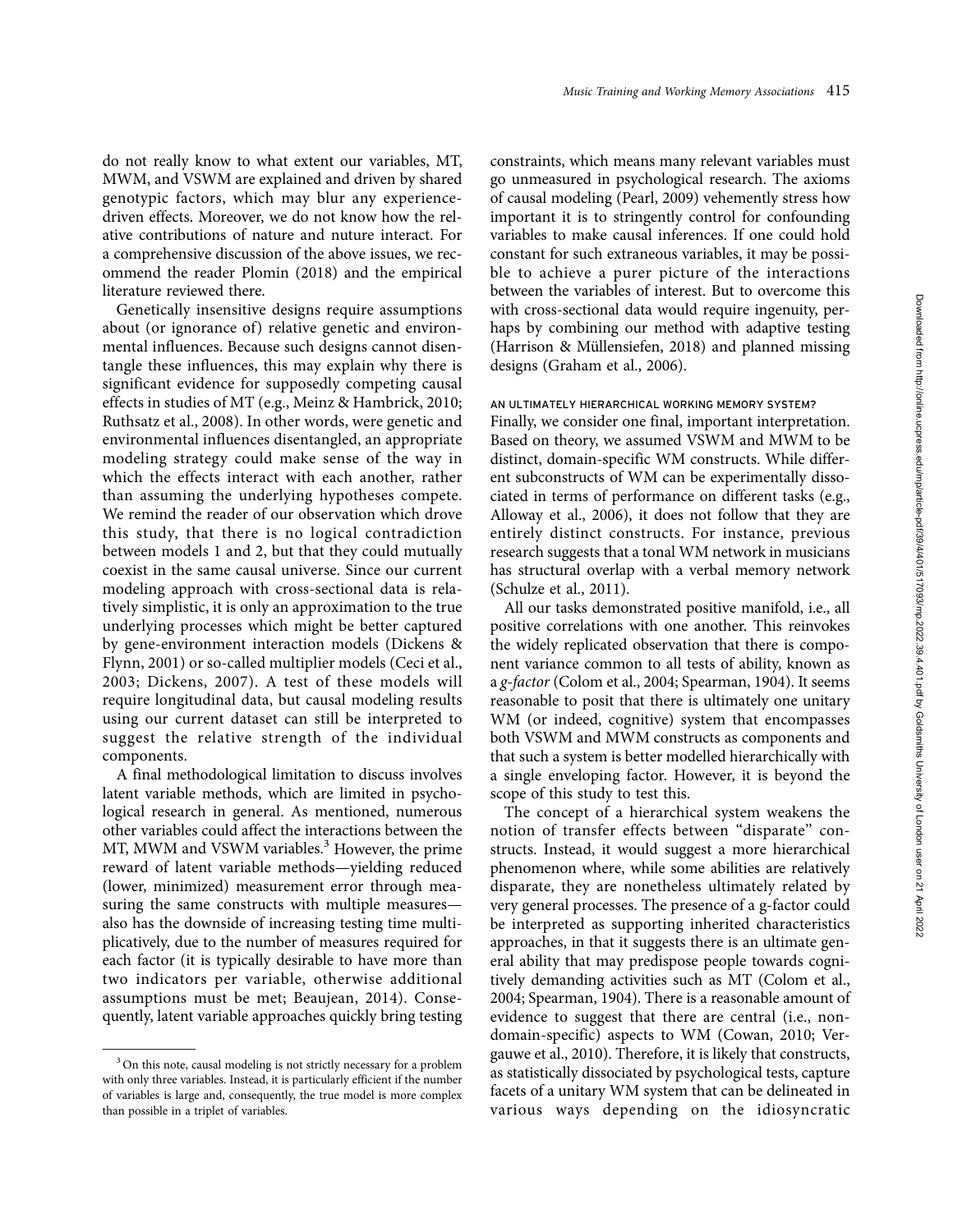do not really know to what extent our variables, MT, MWM, and VSWM are explained and driven by shared genotypic factors, which may blur any experience-driven effects. Moreover, we do not know how the relative contributions of nature and nuture interact. For a comprehensive discussion of the above issues, we recommend the reader Plomin (2018) and the empirical literature reviewed there.

Genetically insensitive designs require assumptions about (or ignorance of) relative genetic and environmental influences. Because such designs cannot disentangle these influences, this may explain why there is significant evidence for supposedly competing causal effects in studies of MT (e.g., Meinz & Hambrick, 2010; Ruthsatz et al., 2008). In other words, were genetic and environmental influences disentangled, an appropriate modeling strategy could make sense of the way in which the effects interact with each another, rather than assuming the underlying hypotheses compete. We remind the reader of our observation which drove this study, that there is no logical contradiction between models 1 and 2, but that they could mutually coexist in the same causal universe. Since our current modeling approach with cross-sectional data is relatively simplistic, it is only an approximation to the true underlying processes which might be better captured by gene-environment interaction models (Dickens & Flynn, 2001) or so-called multiplier models (Ceci et al., 2003; Dickens, 2007). A test of these models will require longitudinal data, but causal modeling results using our current dataset can still be interpreted to suggest the relative strength of the individual components.

A final methodological limitation to discuss involves latent variable methods, which are limited in psychological research in general. As mentioned, numerous other variables could affect the interactions between the MT, MWM and VSWM variables.[3] However, the prime reward of latent variable methods—yielding reduced (lower, minimized) measurement error through measuring the same constructs with multiple measures—also has the downside of increasing testing time multiplicatively, due to the number of measures required for each factor (it is typically desirable to have more than two indicators per variable, otherwise additional assumptions must be met; Beaujean, 2014). Consequently, latent variable approaches quickly bring testing constraints, which means many relevant variables must go unmeasured in psychological research. The axioms of causal modeling (Pearl, 2009) vehemently stress how important it is to stringently control for confounding variables to make causal inferences. If one could hold constant for such extraneous variables, it may be possible to achieve a purer picture of the interactions between the variables of interest. But to overcome this with cross-sectional data would require ingenuity, perhaps by combining our method with adaptive testing (Harrison & Müllensiefen, 2018) and planned missing designs (Graham et al., 2006).

### AN ULTIMATELY HIERARCHICAL WORKING MEMORY SYSTEM?

Finally, we consider one final, important interpretation. Based on theory, we assumed VSWM and MWM to be distinct, domain-specific WM constructs. While different subconstructs of WM can be experimentally dissociated in terms of performance on different tasks (e.g., Alloway et al., 2006), it does not follow that they are entirely distinct constructs. For instance, previous research suggests that a tonal WM network in musicians has structural overlap with a verbal memory network (Schulze et al., 2011).

All our tasks demonstrated positive manifold, i.e., all positive correlations with one another. This reinvokes the widely replicated observation that there is component variance common to all tests of ability, known as a *g-factor* (Colom et al., 2004; Spearman, 1904). It seems reasonable to posit that there is ultimately one unitary WM (or indeed, cognitive) system that encompasses both VSWM and MWM constructs as components and that such a system is better modelled hierarchically with a single enveloping factor. However, it is beyond the scope of this study to test this.

The concept of a hierarchical system weakens the notion of transfer effects between "disparate" constructs. Instead, it would suggest a more hierarchical phenomenon where, while some abilities are relatively disparate, they are nonetheless ultimately related by very general processes. The presence of a g-factor could be interpreted as supporting inherited characteristics approaches, in that it suggests there is an ultimate general ability that may predispose people towards cognitively demanding activities such as MT (Colom et al., 2004; Spearman, 1904). There is a reasonable amount of evidence to suggest that there are central (i.e., non-domain-specific) aspects to WM (Cowan, 2010; Vergauwe et al., 2010). Therefore, it is likely that constructs, as statistically dissociated by psychological tests, capture facets of a unitary WM system that can be delineated in various ways depending on the idiosyncratic

[3] On this note, causal modeling is not strictly necessary for a problem with only three variables. Instead, it is particularly efficient if the number of variables is large and, consequently, the true model is more complex than possible in a triplet of variables.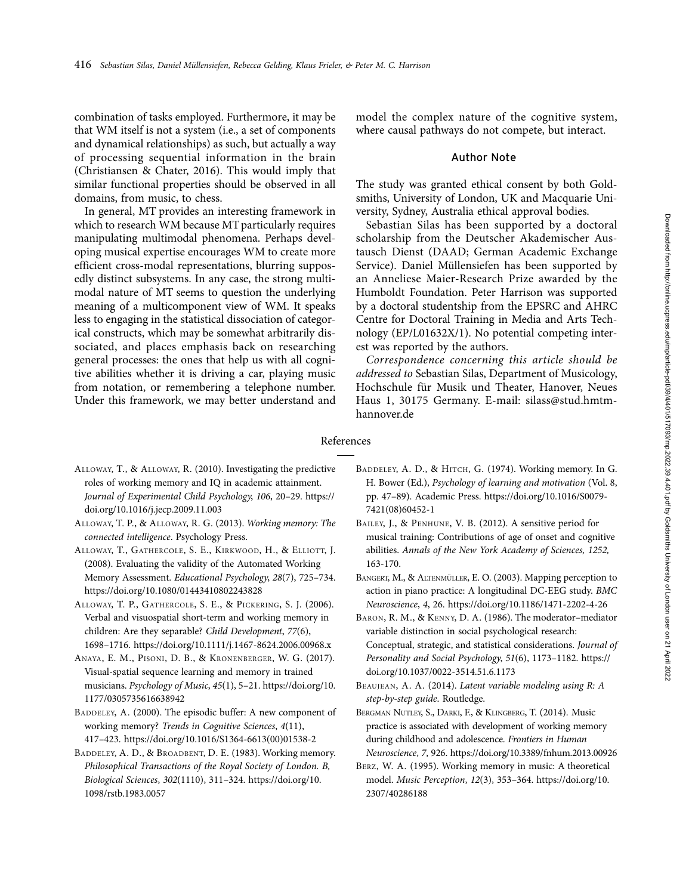combination of tasks employed. Furthermore, it may be that WM itself is not a system (i.e., a set of components and dynamical relationships) as such, but actually a way of processing sequential information in the brain (Christiansen & Chater, 2016). This would imply that similar functional properties should be observed in all domains, from music, to chess.

In general, MT provides an interesting framework in which to research WM because MT particularly requires manipulating multimodal phenomena. Perhaps developing musical expertise encourages WM to create more efficient cross-modal representations, blurring supposedly distinct subsystems. In any case, the strong multimodal nature of MT seems to question the underlying meaning of a multicomponent view of WM. It speaks less to engaging in the statistical dissociation of categorical constructs, which may be somewhat arbitrarily dissociated, and places emphasis back on researching general processes: the ones that help us with all cognitive abilities whether it is driving a car, playing music from notation, or remembering a telephone number. Under this framework, we may better understand and model the complex nature of the cognitive system, where causal pathways do not compete, but interact.

## Author Note

The study was granted ethical consent by both Goldsmiths, University of London, UK and Macquarie University, Sydney, Australia ethical approval bodies.

Sebastian Silas has been supported by a doctoral scholarship from the Deutscher Akademischer Austausch Dienst (DAAD; German Academic Exchange Service). Daniel Müllensiefen has been supported by an Anneliese Maier-Research Prize awarded by the Humboldt Foundation. Peter Harrison was supported by a doctoral studentship from the EPSRC and AHRC Centre for Doctoral Training in Media and Arts Technology (EP/L01632X/1). No potential competing interest was reported by the authors.

*Correspondence concerning this article should be addressed to* Sebastian Silas, Department of Musicology, Hochschule für Musik und Theater, Hanover, Neues Haus 1, 30175 Germany. E-mail: silass@stud.hmtm-hannover.de

## References

Alloway, T., & Alloway, R. (2010). Investigating the predictive roles of working memory and IQ in academic attainment. *Journal of Experimental Child Psychology*, *106*, 20–29. https://doi.org/10.1016/j.jecp.2009.11.003

Alloway, T. P., & Alloway, R. G. (2013). *Working memory: The connected intelligence*. Psychology Press.

Alloway, T., Gathercole, S. E., Kirkwood, H., & Elliott, J. (2008). Evaluating the validity of the Automated Working Memory Assessment. *Educational Psychology*, *28*(7), 725–734. https://doi.org/10.1080/01443410802243828

Alloway, T. P., Gathercole, S. E., & Pickering, S. J. (2006). Verbal and visuospatial short-term and working memory in children: Are they separable? *Child Development*, *77*(6), 1698–1716. https://doi.org/10.1111/j.1467-8624.2006.00968.x

Anaya, E. M., Pisoni, D. B., & Kronenberger, W. G. (2017). Visual-spatial sequence learning and memory in trained musicians. *Psychology of Music*, *45*(1), 5–21. https://doi.org/10.1177/0305735616638942

Baddeley, A. (2000). The episodic buffer: A new component of working memory? *Trends in Cognitive Sciences*, *4*(11), 417–423. https://doi.org/10.1016/S1364-6613(00)01538-2

Baddeley, A. D., & Broadbent, D. E. (1983). Working memory. *Philosophical Transactions of the Royal Society of London. B, Biological Sciences*, *302*(1110), 311–324. https://doi.org/10.1098/rstb.1983.0057

Baddeley, A. D., & Hitch, G. (1974). Working memory. In G. H. Bower (Ed.), *Psychology of learning and motivation* (Vol. 8, pp. 47–89). Academic Press. https://doi.org/10.1016/S0079-7421(08)60452-1

Bailey, J., & Penhune, V. B. (2012). A sensitive period for musical training: Contributions of age of onset and cognitive abilities. *Annals of the New York Academy of Sciences, 1252,* 163-170.

Bangert, M., & Altenmüller, E. O. (2003). Mapping perception to action in piano practice: A longitudinal DC-EEG study. *BMC Neuroscience*, *4*, 26. https://doi.org/10.1186/1471-2202-4-26

Baron, R. M., & Kenny, D. A. (1986). The moderator–mediator variable distinction in social psychological research: Conceptual, strategic, and statistical considerations. *Journal of Personality and Social Psychology*, *51*(6), 1173–1182. https://doi.org/10.1037/0022-3514.51.6.1173

Beaujean, A. A. (2014). *Latent variable modeling using R: A step-by-step guide*. Routledge.

Bergman Nutley, S., Darki, F., & Klingberg, T. (2014). Music practice is associated with development of working memory during childhood and adolescence. *Frontiers in Human Neuroscience*, *7*, 926. https://doi.org/10.3389/fnhum.2013.00926

Berz, W. A. (1995). Working memory in music: A theoretical model. *Music Perception*, *12*(3), 353–364. https://doi.org/10.2307/40286188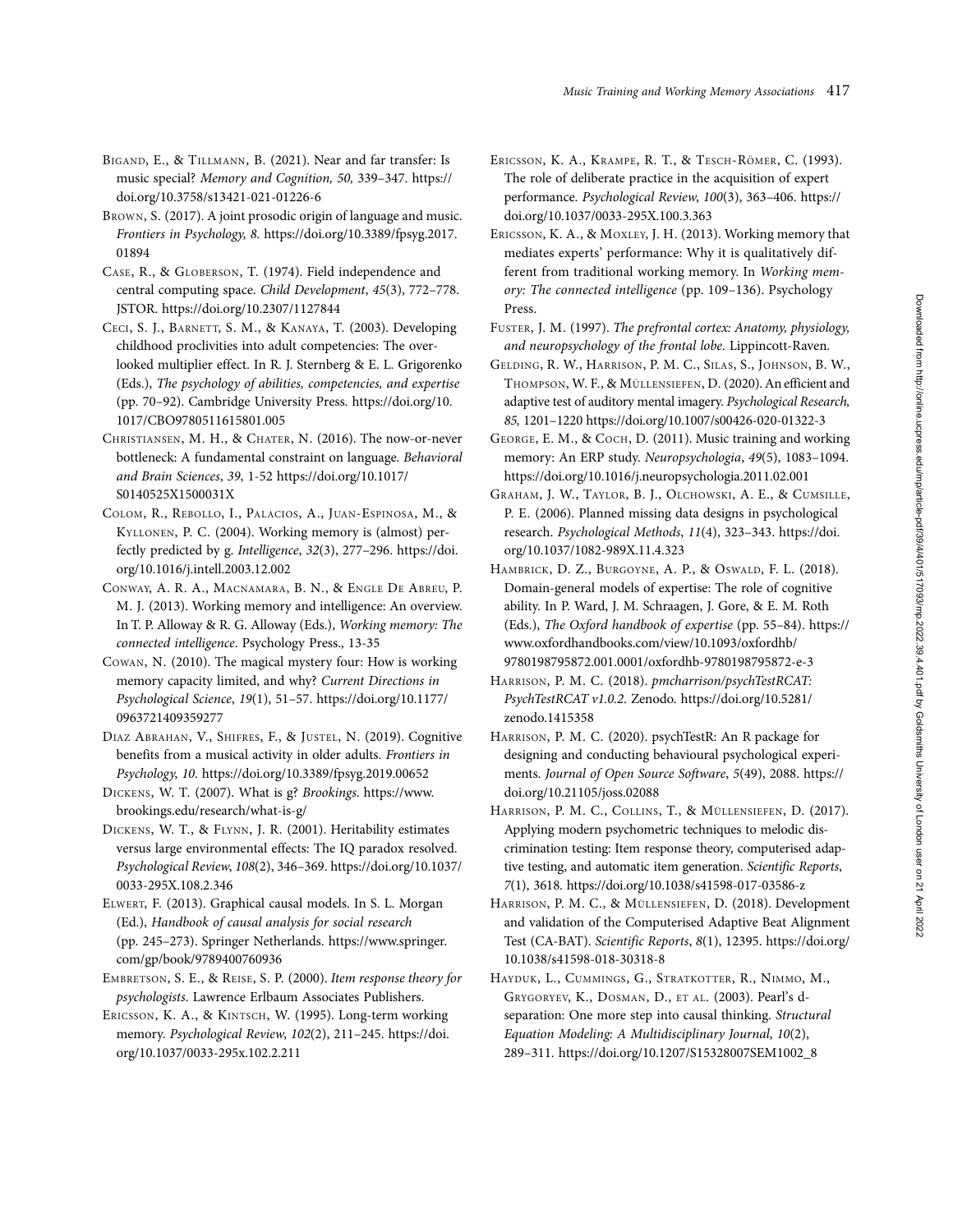Bigand, E., & Tillmann, B. (2021). Near and far transfer: Is music special? *Memory and Cognition, 50,* 339–347. https://doi.org/10.3758/s13421-021-01226-6

Brown, S. (2017). A joint prosodic origin of language and music. *Frontiers in Psychology*, *8*. https://doi.org/10.3389/fpsyg.2017.01894

Case, R., & Globerson, T. (1974). Field independence and central computing space. *Child Development*, *45*(3), 772–778. JSTOR. https://doi.org/10.2307/1127844

Ceci, S. J., Barnett, S. M., & Kanaya, T. (2003). Developing childhood proclivities into adult competencies: The overlooked multiplier effect. In R. J. Sternberg & E. L. Grigorenko (Eds.), *The psychology of abilities, competencies, and expertise* (pp. 70–92). Cambridge University Press. https://doi.org/10.1017/CBO9780511615801.005

Christiansen, M. H., & Chater, N. (2016). The now-or-never bottleneck: A fundamental constraint on language. *Behavioral and Brain Sciences*, *39*, 1-52 https://doi.org/10.1017/S0140525X1500031X

Colom, R., Rebollo, I., Palacios, A., Juan-Espinosa, M., & Kyllonen, P. C. (2004). Working memory is (almost) perfectly predicted by g. *Intelligence*, *32*(3), 277–296. https://doi.org/10.1016/j.intell.2003.12.002

Conway, A. R. A., Macnamara, B. N., & Engle De Abreu, P. M. J. (2013). Working memory and intelligence: An overview. In T. P. Alloway & R. G. Alloway (Eds.), *Working memory: The connected intelligence*. Psychology Press., 13-35

Cowan, N. (2010). The magical mystery four: How is working memory capacity limited, and why? *Current Directions in Psychological Science*, *19*(1), 51–57. https://doi.org/10.1177/0963721409359277

Diaz Abrahan, V., Shifres, F., & Justel, N. (2019). Cognitive benefits from a musical activity in older adults. *Frontiers in Psychology, 10*. https://doi.org/10.3389/fpsyg.2019.00652

Dickens, W. T. (2007). What is g? *Brookings*. https://www.brookings.edu/research/what-is-g/

Dickens, W. T., & Flynn, J. R. (2001). Heritability estimates versus large environmental effects: The IQ paradox resolved. *Psychological Review*, *108*(2), 346–369. https://doi.org/10.1037/0033-295X.108.2.346

Elwert, F. (2013). Graphical causal models. In S. L. Morgan (Ed.), *Handbook of causal analysis for social research* (pp. 245–273). Springer Netherlands. https://www.springer.com/gp/book/9789400760936

Embretson, S. E., & Reise, S. P. (2000). *Item response theory for psychologists*. Lawrence Erlbaum Associates Publishers.

Ericsson, K. A., & Kintsch, W. (1995). Long-term working memory. *Psychological Review*, *102*(2), 211–245. https://doi.org/10.1037/0033-295x.102.2.211

Ericsson, K. A., Krampe, R. T., & Tesch-Römer, C. (1993). The role of deliberate practice in the acquisition of expert performance. *Psychological Review*, *100*(3), 363–406. https://doi.org/10.1037/0033-295X.100.3.363

Ericsson, K. A., & Moxley, J. H. (2013). Working memory that mediates experts' performance: Why it is qualitatively different from traditional working memory. In *Working memory: The connected intelligence* (pp. 109–136). Psychology Press.

Fuster, J. M. (1997). *The prefrontal cortex: Anatomy, physiology, and neuropsychology of the frontal lobe*. Lippincott-Raven.

Gelding, R. W., Harrison, P. M. C., Silas, S., Johnson, B. W., Thompson, W. F., & Müllensiefen, D. (2020). An efficient and adaptive test of auditory mental imagery. *Psychological Research, 85,* 1201–1220 https://doi.org/10.1007/s00426-020-01322-3

George, E. M., & Coch, D. (2011). Music training and working memory: An ERP study. *Neuropsychologia*, *49*(5), 1083–1094. https://doi.org/10.1016/j.neuropsychologia.2011.02.001

Graham, J. W., Taylor, B. J., Olchowski, A. E., & Cumsille, P. E. (2006). Planned missing data designs in psychological research. *Psychological Methods*, *11*(4), 323–343. https://doi.org/10.1037/1082-989X.11.4.323

Hambrick, D. Z., Burgoyne, A. P., & Oswald, F. L. (2018). Domain-general models of expertise: The role of cognitive ability. In P. Ward, J. M. Schraagen, J. Gore, & E. M. Roth (Eds.), *The Oxford handbook of expertise* (pp. 55–84). https://www.oxfordhandbooks.com/view/10.1093/oxfordhb/9780198795872.001.0001/oxfordhb-9780198795872-e-3

Harrison, P. M. C. (2018). *pmcharrison/psychTestRCAT: PsychTestRCAT v1.0.2*. Zenodo. https://doi.org/10.5281/zenodo.1415358

Harrison, P. M. C. (2020). psychTestR: An R package for designing and conducting behavioural psychological experiments. *Journal of Open Source Software*, *5*(49), 2088. https://doi.org/10.21105/joss.02088

Harrison, P. M. C., Collins, T., & Müllensiefen, D. (2017). Applying modern psychometric techniques to melodic discrimination testing: Item response theory, computerised adaptive testing, and automatic item generation. *Scientific Reports*, *7*(1), 3618. https://doi.org/10.1038/s41598-017-03586-z

Harrison, P. M. C., & Müllensiefen, D. (2018). Development and validation of the Computerised Adaptive Beat Alignment Test (CA-BAT). *Scientific Reports*, *8*(1), 12395. https://doi.org/10.1038/s41598-018-30318-8

Hayduk, L., Cummings, G., Stratkotter, R., Nimmo, M., Grygoryev, K., Dosman, D., et al. (2003). Pearl's d-separation: One more step into causal thinking. *Structural Equation Modeling: A Multidisciplinary Journal*, *10*(2), 289–311. https://doi.org/10.1207/S15328007SEM1002_8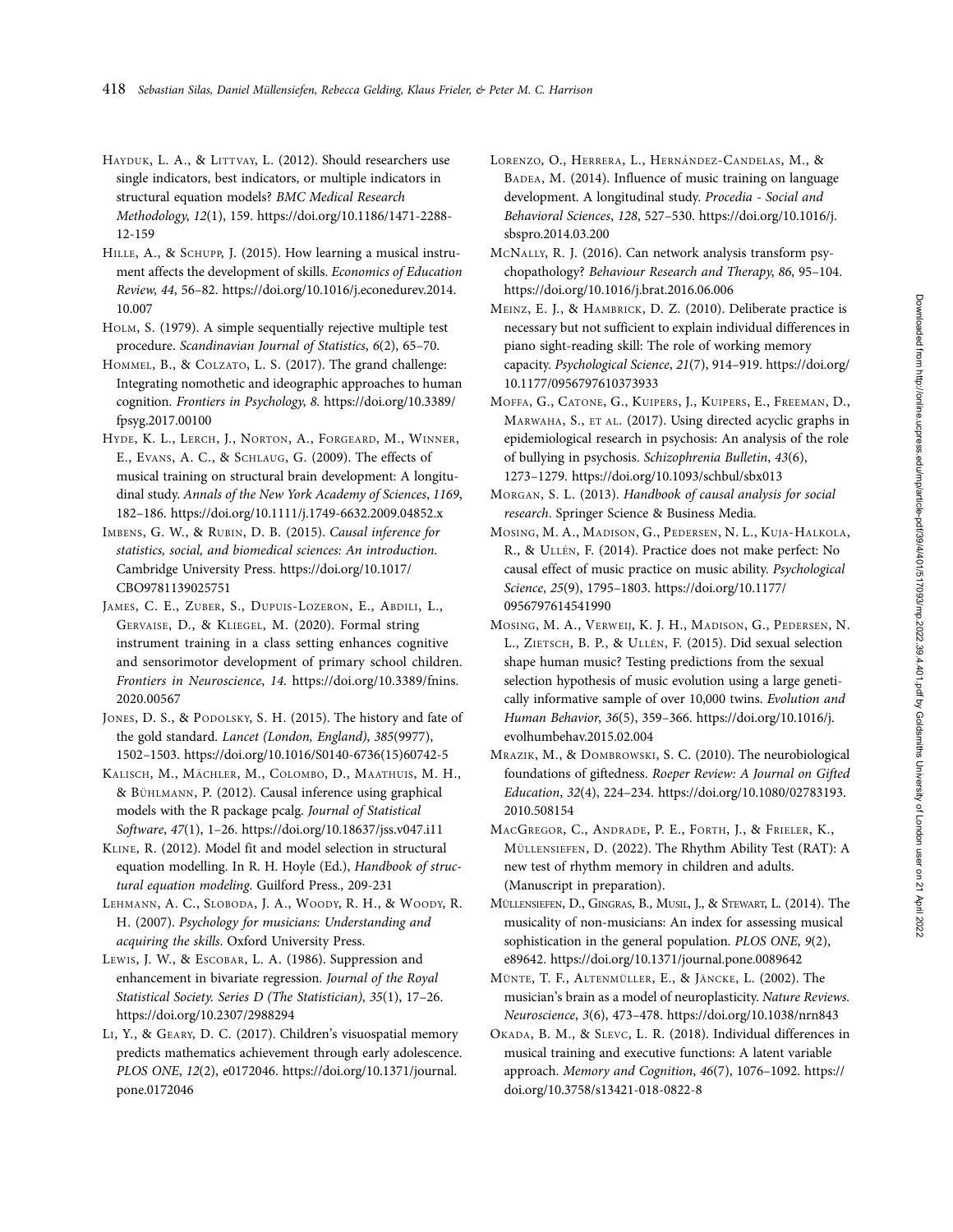Hayduk, L. A., & Littvay, L. (2012). Should researchers use single indicators, best indicators, or multiple indicators in structural equation models? *BMC Medical Research Methodology*, *12*(1), 159. https://doi.org/10.1186/1471-2288-12-159

Hille, A., & Schupp, J. (2015). How learning a musical instrument affects the development of skills. *Economics of Education Review*, *44*, 56–82. https://doi.org/10.1016/j.econedurev.2014.10.007

Holm, S. (1979). A simple sequentially rejective multiple test procedure. *Scandinavian Journal of Statistics*, *6*(2), 65–70.

Hommel, B., & Colzato, L. S. (2017). The grand challenge: Integrating nomothetic and ideographic approaches to human cognition. *Frontiers in Psychology*, *8*. https://doi.org/10.3389/fpsyg.2017.00100

Hyde, K. L., Lerch, J., Norton, A., Forgeard, M., Winner, E., Evans, A. C., & Schlaug, G. (2009). The effects of musical training on structural brain development: A longitudinal study. *Annals of the New York Academy of Sciences*, *1169*, 182–186. https://doi.org/10.1111/j.1749-6632.2009.04852.x

Imbens, G. W., & Rubin, D. B. (2015). *Causal inference for statistics, social, and biomedical sciences: An introduction*. Cambridge University Press. https://doi.org/10.1017/CBO9781139025751

James, C. E., Zuber, S., Dupuis-Lozeron, E., Abdili, L., Gervaise, D., & Kliegel, M. (2020). Formal string instrument training in a class setting enhances cognitive and sensorimotor development of primary school children. *Frontiers in Neuroscience*, *14*. https://doi.org/10.3389/fnins.2020.00567

Jones, D. S., & Podolsky, S. H. (2015). The history and fate of the gold standard. *Lancet (London, England)*, *385*(9977), 1502–1503. https://doi.org/10.1016/S0140-6736(15)60742-5

Kalisch, M., Mächler, M., Colombo, D., Maathuis, M. H., & Bühlmann, P. (2012). Causal inference using graphical models with the R package pcalg. *Journal of Statistical Software*, *47*(1), 1–26. https://doi.org/10.18637/jss.v047.i11

Kline, R. (2012). Model fit and model selection in structural equation modelling. In R. H. Hoyle (Ed.), *Handbook of structural equation modeling*. Guilford Press., 209-231

Lehmann, A. C., Sloboda, J. A., Woody, R. H., & Woody, R. H. (2007). *Psychology for musicians: Understanding and acquiring the skills*. Oxford University Press.

Lewis, J. W., & Escobar, L. A. (1986). Suppression and enhancement in bivariate regression. *Journal of the Royal Statistical Society. Series D (The Statistician)*, *35*(1), 17–26. https://doi.org/10.2307/2988294

Li, Y., & Geary, D. C. (2017). Children's visuospatial memory predicts mathematics achievement through early adolescence. *PLOS ONE*, *12*(2), e0172046. https://doi.org/10.1371/journal.pone.0172046

Lorenzo, O., Herrera, L., Hernández-Candelas, M., & Badea, M. (2014). Influence of music training on language development. A longitudinal study. *Procedia - Social and Behavioral Sciences*, *128*, 527–530. https://doi.org/10.1016/j.sbspro.2014.03.200

McNally, R. J. (2016). Can network analysis transform psychopathology? *Behaviour Research and Therapy*, *86*, 95–104. https://doi.org/10.1016/j.brat.2016.06.006

Meinz, E. J., & Hambrick, D. Z. (2010). Deliberate practice is necessary but not sufficient to explain individual differences in piano sight-reading skill: The role of working memory capacity. *Psychological Science*, *21*(7), 914–919. https://doi.org/10.1177/0956797610373933

Moffa, G., Catone, G., Kuipers, J., Kuipers, E., Freeman, D., Marwaha, S., et al. (2017). Using directed acyclic graphs in epidemiological research in psychosis: An analysis of the role of bullying in psychosis. *Schizophrenia Bulletin*, *43*(6), 1273–1279. https://doi.org/10.1093/schbul/sbx013

Morgan, S. L. (2013). *Handbook of causal analysis for social research*. Springer Science & Business Media.

Mosing, M. A., Madison, G., Pedersen, N. L., Kuja-Halkola, R., & Ullén, F. (2014). Practice does not make perfect: No causal effect of music practice on music ability. *Psychological Science*, *25*(9), 1795–1803. https://doi.org/10.1177/0956797614541990

Mosing, M. A., Verweij, K. J. H., Madison, G., Pedersen, N. L., Zietsch, B. P., & Ullén, F. (2015). Did sexual selection shape human music? Testing predictions from the sexual selection hypothesis of music evolution using a large genetically informative sample of over 10,000 twins. *Evolution and Human Behavior*, *36*(5), 359–366. https://doi.org/10.1016/j.evolhumbehav.2015.02.004

Mrazik, M., & Dombrowski, S. C. (2010). The neurobiological foundations of giftedness. *Roeper Review: A Journal on Gifted Education*, *32*(4), 224–234. https://doi.org/10.1080/02783193.2010.508154

MacGregor, C., Andrade, P. E., Forth, J., & Frieler, K., Müllensiefen, D. (2022). The Rhythm Ability Test (RAT): A new test of rhythm memory in children and adults. (Manuscript in preparation).

Müllensiefen, D., Gingras, B., Musil, J., & Stewart, L. (2014). The musicality of non-musicians: An index for assessing musical sophistication in the general population. *PLOS ONE*, *9*(2), e89642. https://doi.org/10.1371/journal.pone.0089642

Münte, T. F., Altenmüller, E., & Jäncke, L. (2002). The musician's brain as a model of neuroplasticity. *Nature Reviews. Neuroscience*, *3*(6), 473–478. https://doi.org/10.1038/nrn843

Okada, B. M., & Slevc, L. R. (2018). Individual differences in musical training and executive functions: A latent variable approach. *Memory and Cognition*, *46*(7), 1076–1092. https://doi.org/10.3758/s13421-018-0822-8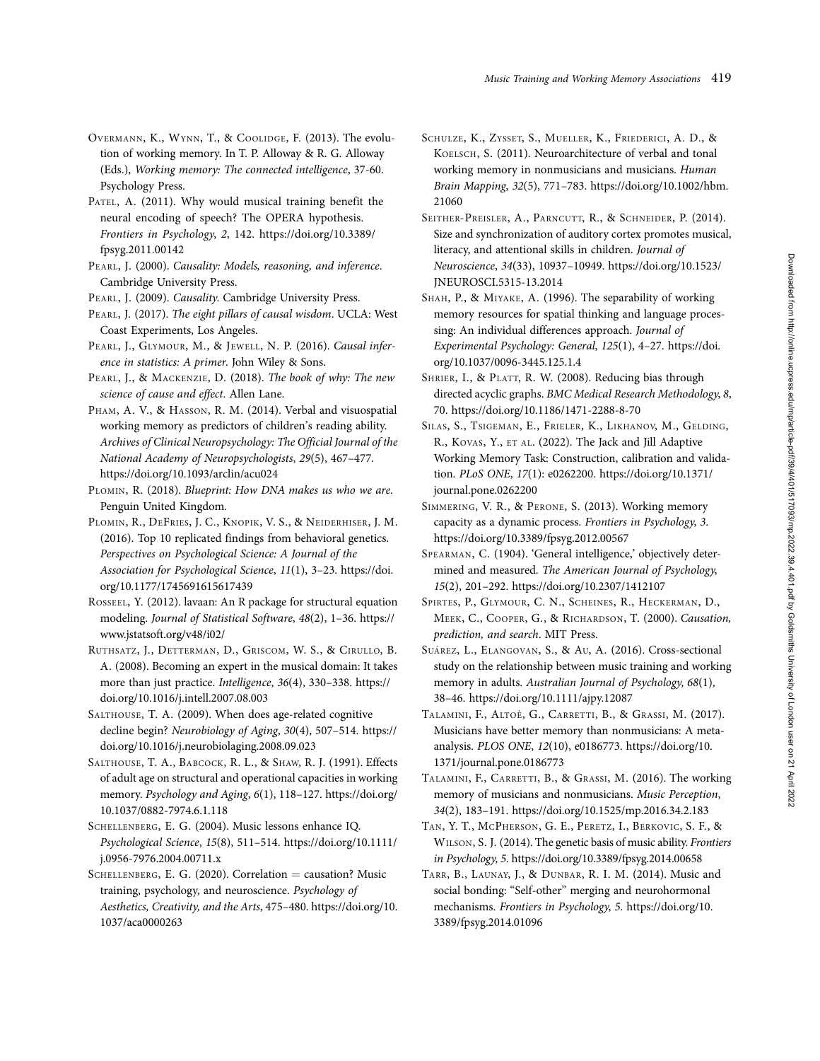Overmann, K., Wynn, T., & Coolidge, F. (2013). The evolution of working memory. In T. P. Alloway & R. G. Alloway (Eds.), *Working memory: The connected intelligence*, 37-60. Psychology Press.

Patel, A. (2011). Why would musical training benefit the neural encoding of speech? The OPERA hypothesis. *Frontiers in Psychology*, *2*, 142. https://doi.org/10.3389/fpsyg.2011.00142

Pearl, J. (2000). *Causality: Models, reasoning, and inference*. Cambridge University Press.

Pearl, J. (2009). *Causality*. Cambridge University Press.

Pearl, J. (2017). *The eight pillars of causal wisdom*. UCLA: West Coast Experiments, Los Angeles.

Pearl, J., Glymour, M., & Jewell, N. P. (2016). *Causal inference in statistics: A primer*. John Wiley & Sons.

Pearl, J., & Mackenzie, D. (2018). *The book of why: The new science of cause and effect*. Allen Lane.

Pham, A. V., & Hasson, R. M. (2014). Verbal and visuospatial working memory as predictors of children's reading ability. *Archives of Clinical Neuropsychology: The Official Journal of the National Academy of Neuropsychologists*, *29*(5), 467–477. https://doi.org/10.1093/arclin/acu024

Plomin, R. (2018). *Blueprint: How DNA makes us who we are*. Penguin United Kingdom.

Plomin, R., DeFries, J. C., Knopik, V. S., & Neiderhiser, J. M. (2016). Top 10 replicated findings from behavioral genetics. *Perspectives on Psychological Science: A Journal of the Association for Psychological Science*, *11*(1), 3–23. https://doi.org/10.1177/1745691615617439

Rosseel, Y. (2012). lavaan: An R package for structural equation modeling. *Journal of Statistical Software*, *48*(2), 1–36. https://www.jstatsoft.org/v48/i02/

Ruthsatz, J., Detterman, D., Griscom, W. S., & Cirullo, B. A. (2008). Becoming an expert in the musical domain: It takes more than just practice. *Intelligence*, *36*(4), 330–338. https://doi.org/10.1016/j.intell.2007.08.003

Salthouse, T. A. (2009). When does age-related cognitive decline begin? *Neurobiology of Aging*, *30*(4), 507–514. https://doi.org/10.1016/j.neurobiolaging.2008.09.023

Salthouse, T. A., Babcock, R. L., & Shaw, R. J. (1991). Effects of adult age on structural and operational capacities in working memory. *Psychology and Aging*, *6*(1), 118–127. https://doi.org/10.1037/0882-7974.6.1.118

Schellenberg, E. G. (2004). Music lessons enhance IQ. *Psychological Science*, *15*(8), 511–514. https://doi.org/10.1111/j.0956-7976.2004.00711.x

Schellenberg, E. G. (2020). Correlation = causation? Music training, psychology, and neuroscience. *Psychology of Aesthetics, Creativity, and the Arts*, 475–480. https://doi.org/10.1037/aca0000263

Schulze, K., Zysset, S., Mueller, K., Friederici, A. D., & Koelsch, S. (2011). Neuroarchitecture of verbal and tonal working memory in nonmusicians and musicians. *Human Brain Mapping*, *32*(5), 771–783. https://doi.org/10.1002/hbm.21060

Seither-Preisler, A., Parncutt, R., & Schneider, P. (2014). Size and synchronization of auditory cortex promotes musical, literacy, and attentional skills in children. *Journal of Neuroscience*, *34*(33), 10937–10949. https://doi.org/10.1523/JNEUROSCI.5315-13.2014

Shah, P., & Miyake, A. (1996). The separability of working memory resources for spatial thinking and language processing: An individual differences approach. *Journal of Experimental Psychology: General*, *125*(1), 4–27. https://doi.org/10.1037/0096-3445.125.1.4

Shrier, I., & Platt, R. W. (2008). Reducing bias through directed acyclic graphs. *BMC Medical Research Methodology*, *8*, 70. https://doi.org/10.1186/1471-2288-8-70

Silas, S., Tsigeman, E., Frieler, K., Likhanov, M., Gelding, R., Kovas, Y., et al. (2022). The Jack and Jill Adaptive Working Memory Task: Construction, calibration and validation. *PLoS ONE*, *17*(1): e0262200. https://doi.org/10.1371/journal.pone.0262200

Simmering, V. R., & Perone, S. (2013). Working memory capacity as a dynamic process. *Frontiers in Psychology*, *3*. https://doi.org/10.3389/fpsyg.2012.00567

Spearman, C. (1904). 'General intelligence,' objectively determined and measured. *The American Journal of Psychology*, *15*(2), 201–292. https://doi.org/10.2307/1412107

Spirtes, P., Glymour, C. N., Scheines, R., Heckerman, D., Meek, C., Cooper, G., & Richardson, T. (2000). *Causation, prediction, and search*. MIT Press.

Suárez, L., Elangovan, S., & Au, A. (2016). Cross-sectional study on the relationship between music training and working memory in adults. *Australian Journal of Psychology*, *68*(1), 38–46. https://doi.org/10.1111/ajpy.12087

Talamini, F., Altoè, G., Carretti, B., & Grassi, M. (2017). Musicians have better memory than nonmusicians: A meta-analysis. *PLOS ONE*, *12*(10), e0186773. https://doi.org/10.1371/journal.pone.0186773

Talamini, F., Carretti, B., & Grassi, M. (2016). The working memory of musicians and nonmusicians. *Music Perception*, *34*(2), 183–191. https://doi.org/10.1525/mp.2016.34.2.183

Tan, Y. T., McPherson, G. E., Peretz, I., Berkovic, S. F., & Wilson, S. J. (2014). The genetic basis of music ability. *Frontiers in Psychology*, *5*. https://doi.org/10.3389/fpsyg.2014.00658

Tarr, B., Launay, J., & Dunbar, R. I. M. (2014). Music and social bonding: "Self-other" merging and neurohormonal mechanisms. *Frontiers in Psychology*, *5*. https://doi.org/10.3389/fpsyg.2014.01096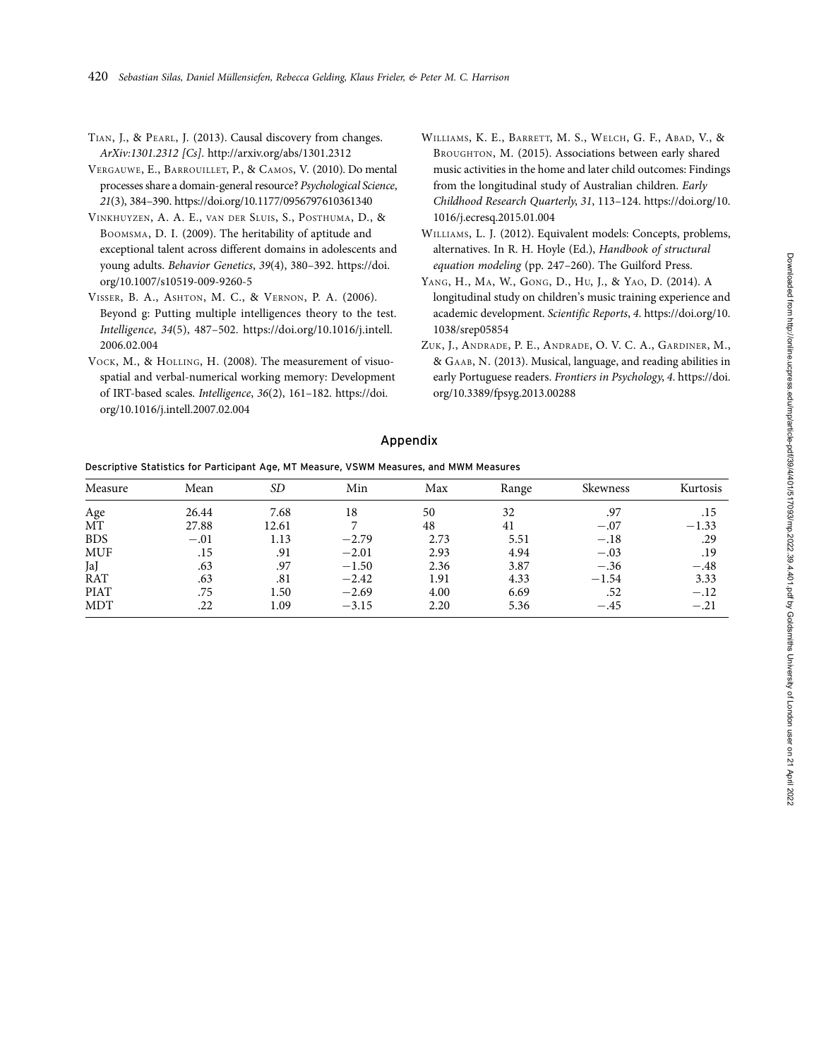Tian, J., & Pearl, J. (2013). Causal discovery from changes. *ArXiv:1301.2312 [Cs]*. http://arxiv.org/abs/1301.2312

Vergauwe, E., Barrouillet, P., & Camos, V. (2010). Do mental processes share a domain-general resource? *Psychological Science*, *21*(3), 384–390. https://doi.org/10.1177/0956797610361340

Vinkhuyzen, A. A. E., van der Sluis, S., Posthuma, D., & Boomsma, D. I. (2009). The heritability of aptitude and exceptional talent across different domains in adolescents and young adults. *Behavior Genetics*, *39*(4), 380–392. https://doi.org/10.1007/s10519-009-9260-5

Visser, B. A., Ashton, M. C., & Vernon, P. A. (2006). Beyond g: Putting multiple intelligences theory to the test. *Intelligence*, *34*(5), 487–502. https://doi.org/10.1016/j.intell.2006.02.004

Vock, M., & Holling, H. (2008). The measurement of visuo-spatial and verbal-numerical working memory: Development of IRT-based scales. *Intelligence*, *36*(2), 161–182. https://doi.org/10.1016/j.intell.2007.02.004

Williams, K. E., Barrett, M. S., Welch, G. F., Abad, V., & Broughton, M. (2015). Associations between early shared music activities in the home and later child outcomes: Findings from the longitudinal study of Australian children. *Early Childhood Research Quarterly*, *31*, 113–124. https://doi.org/10.1016/j.ecresq.2015.01.004

Williams, L. J. (2012). Equivalent models: Concepts, problems, alternatives. In R. H. Hoyle (Ed.), *Handbook of structural equation modeling* (pp. 247–260). The Guilford Press.

Yang, H., Ma, W., Gong, D., Hu, J., & Yao, D. (2014). A longitudinal study on children's music training experience and academic development. *Scientific Reports*, *4*. https://doi.org/10.1038/srep05854

Zuk, J., Andrade, P. E., Andrade, O. V. C. A., Gardiner, M., & Gaab, N. (2013). Musical, language, and reading abilities in early Portuguese readers. *Frontiers in Psychology*, *4*. https://doi.org/10.3389/fpsyg.2013.00288

## Appendix

Descriptive Statistics for Participant Age, MT Measure, VSWM Measures, and MWM Measures

| Measure | Mean | *SD* | Min | Max | Range | Skewness | Kurtosis |
|---|---|---|---|---|---|---|---|
| Age | 26.44 | 7.68 | 18 | 50 | 32 | .97 | .15 |
| MT | 27.88 | 12.61 | 7 | 48 | 41 | −.07 | −1.33 |
| BDS | −.01 | 1.13 | −2.79 | 2.73 | 5.51 | −.18 | .29 |
| MUF | .15 | .91 | −2.01 | 2.93 | 4.94 | −.03 | .19 |
| JaJ | .63 | .97 | −1.50 | 2.36 | 3.87 | −.36 | −.48 |
| RAT | .63 | .81 | −2.42 | 1.91 | 4.33 | −1.54 | 3.33 |
| PIAT | .75 | 1.50 | −2.69 | 4.00 | 6.69 | .52 | −.12 |
| MDT | .22 | 1.09 | −3.15 | 2.20 | 5.36 | −.45 | −.21 |